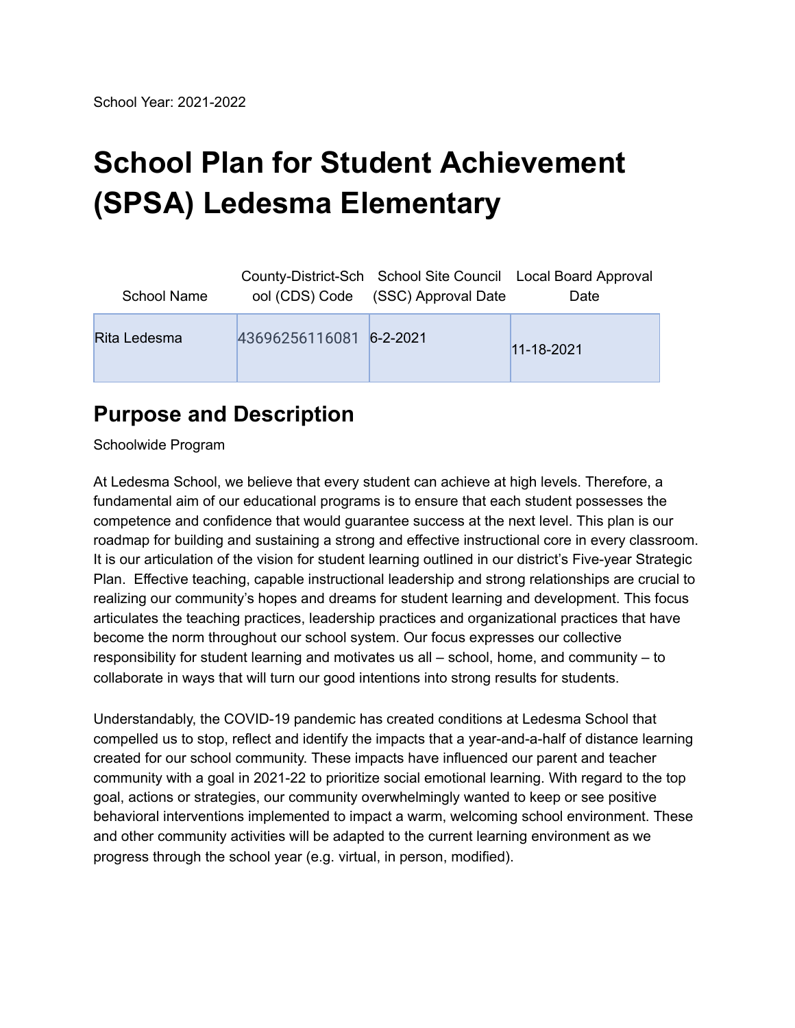School Year: 2021-2022

# School Plan for Student Achievement (SPSA) Ledesma Elementary

| School Name | County-District-School (CDS) Code | School Site Council (SSC) Approval Date | Local Board Approval Date |
|---|---|---|---|
| Rita Ledesma | 43696256116081 | 6-2-2021 | 11-18-2021 |

## Purpose and Description

Schoolwide Program

At Ledesma School, we believe that every student can achieve at high levels. Therefore, a fundamental aim of our educational programs is to ensure that each student possesses the competence and confidence that would guarantee success at the next level. This plan is our roadmap for building and sustaining a strong and effective instructional core in every classroom. It is our articulation of the vision for student learning outlined in our district's Five-year Strategic Plan. Effective teaching, capable instructional leadership and strong relationships are crucial to realizing our community's hopes and dreams for student learning and development. This focus articulates the teaching practices, leadership practices and organizational practices that have become the norm throughout our school system. Our focus expresses our collective responsibility for student learning and motivates us all – school, home, and community – to collaborate in ways that will turn our good intentions into strong results for students.

Understandably, the COVID-19 pandemic has created conditions at Ledesma School that compelled us to stop, reflect and identify the impacts that a year-and-a-half of distance learning created for our school community. These impacts have influenced our parent and teacher community with a goal in 2021-22 to prioritize social emotional learning. With regard to the top goal, actions or strategies, our community overwhelmingly wanted to keep or see positive behavioral interventions implemented to impact a warm, welcoming school environment. These and other community activities will be adapted to the current learning environment as we progress through the school year (e.g. virtual, in person, modified).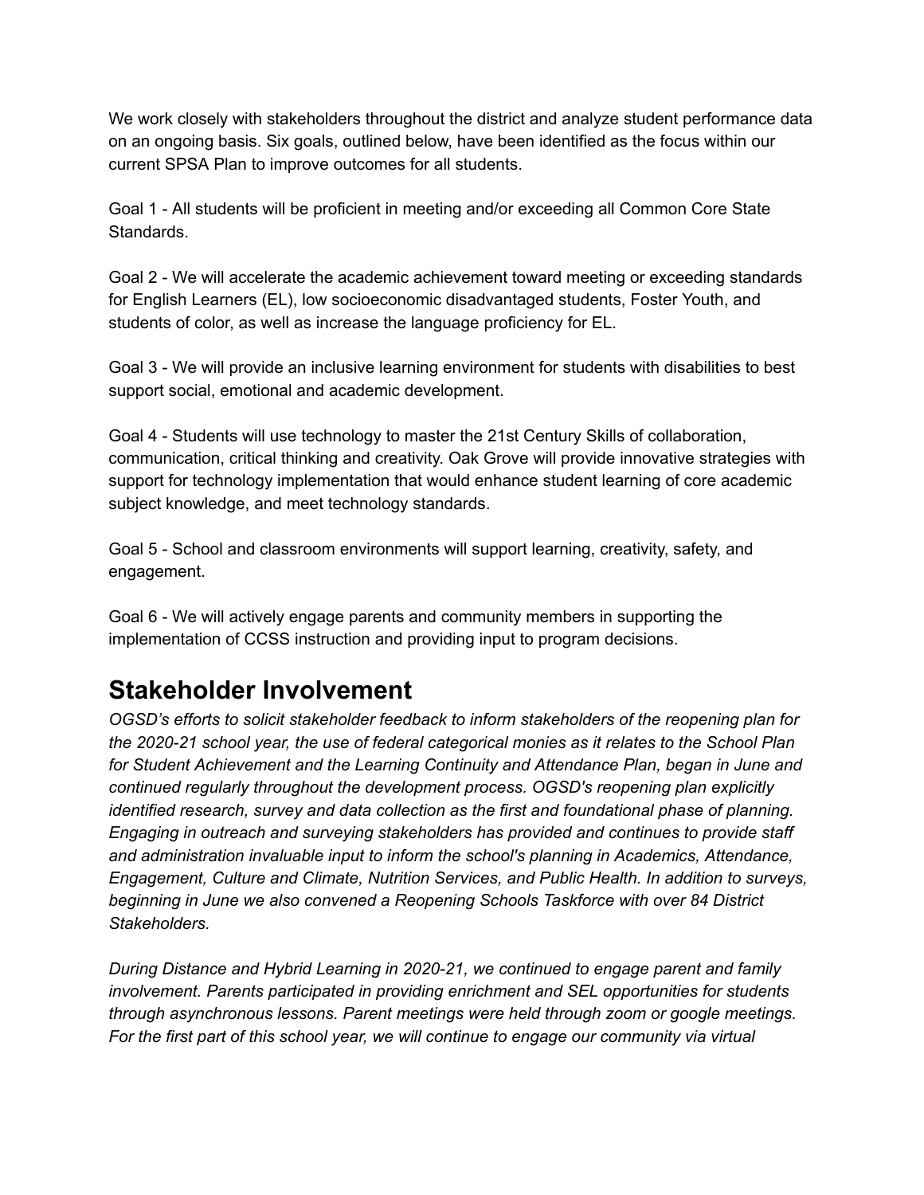We work closely with stakeholders throughout the district and analyze student performance data on an ongoing basis. Six goals, outlined below, have been identified as the focus within our current SPSA Plan to improve outcomes for all students.

Goal 1 - All students will be proficient in meeting and/or exceeding all Common Core State Standards.

Goal 2 - We will accelerate the academic achievement toward meeting or exceeding standards for English Learners (EL), low socioeconomic disadvantaged students, Foster Youth, and students of color, as well as increase the language proficiency for EL.

Goal 3 - We will provide an inclusive learning environment for students with disabilities to best support social, emotional and academic development.

Goal 4 - Students will use technology to master the 21st Century Skills of collaboration, communication, critical thinking and creativity. Oak Grove will provide innovative strategies with support for technology implementation that would enhance student learning of core academic subject knowledge, and meet technology standards.

Goal 5 - School and classroom environments will support learning, creativity, safety, and engagement.

Goal 6 - We will actively engage parents and community members in supporting the implementation of CCSS instruction and providing input to program decisions.

# Stakeholder Involvement

*OGSD's efforts to solicit stakeholder feedback to inform stakeholders of the reopening plan for the 2020-21 school year, the use of federal categorical monies as it relates to the School Plan for Student Achievement and the Learning Continuity and Attendance Plan, began in June and continued regularly throughout the development process. OGSD's reopening plan explicitly identified research, survey and data collection as the first and foundational phase of planning. Engaging in outreach and surveying stakeholders has provided and continues to provide staff and administration invaluable input to inform the school's planning in Academics, Attendance, Engagement, Culture and Climate, Nutrition Services, and Public Health. In addition to surveys, beginning in June we also convened a Reopening Schools Taskforce with over 84 District Stakeholders.*

*During Distance and Hybrid Learning in 2020-21, we continued to engage parent and family involvement. Parents participated in providing enrichment and SEL opportunities for students through asynchronous lessons. Parent meetings were held through zoom or google meetings. For the first part of this school year, we will continue to engage our community via virtual*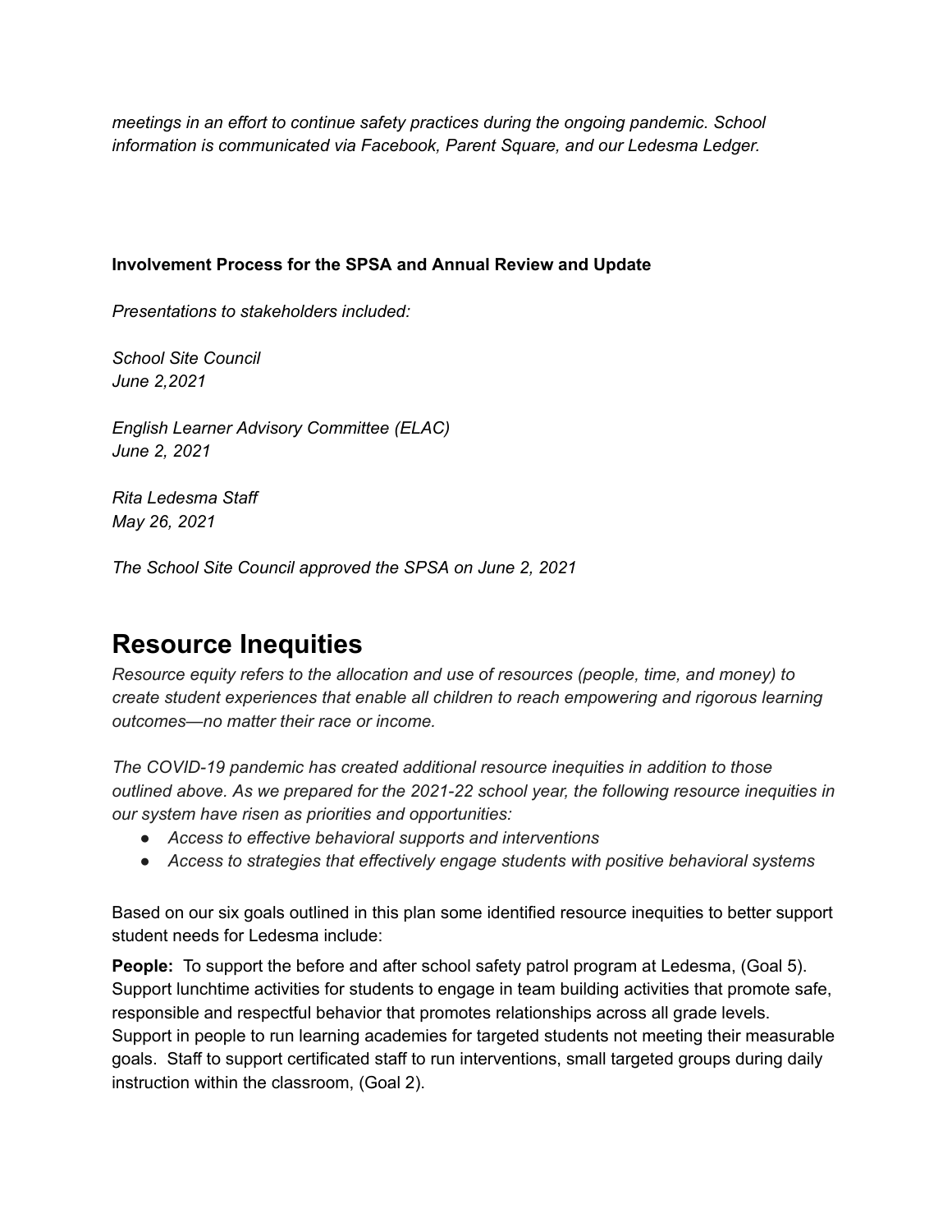*meetings in an effort to continue safety practices during the ongoing pandemic. School information is communicated via Facebook, Parent Square, and our Ledesma Ledger.*

**Involvement Process for the SPSA and Annual Review and Update**

*Presentations to stakeholders included:*

*School Site Council*  
*June 2,2021*

*English Learner Advisory Committee (ELAC)*  
*June 2, 2021*

*Rita Ledesma Staff*  
*May 26, 2021*

*The School Site Council approved the SPSA on June 2, 2021*

# Resource Inequities

*Resource equity refers to the allocation and use of resources (people, time, and money) to create student experiences that enable all children to reach empowering and rigorous learning outcomes—no matter their race or income.*

*The COVID-19 pandemic has created additional resource inequities in addition to those outlined above. As we prepared for the 2021-22 school year, the following resource inequities in our system have risen as priorities and opportunities:*

- *Access to effective behavioral supports and interventions*
- *Access to strategies that effectively engage students with positive behavioral systems*

Based on our six goals outlined in this plan some identified resource inequities to better support student needs for Ledesma include:

**People:** To support the before and after school safety patrol program at Ledesma, (Goal 5). Support lunchtime activities for students to engage in team building activities that promote safe, responsible and respectful behavior that promotes relationships across all grade levels. Support in people to run learning academies for targeted students not meeting their measurable goals. Staff to support certificated staff to run interventions, small targeted groups during daily instruction within the classroom, (Goal 2).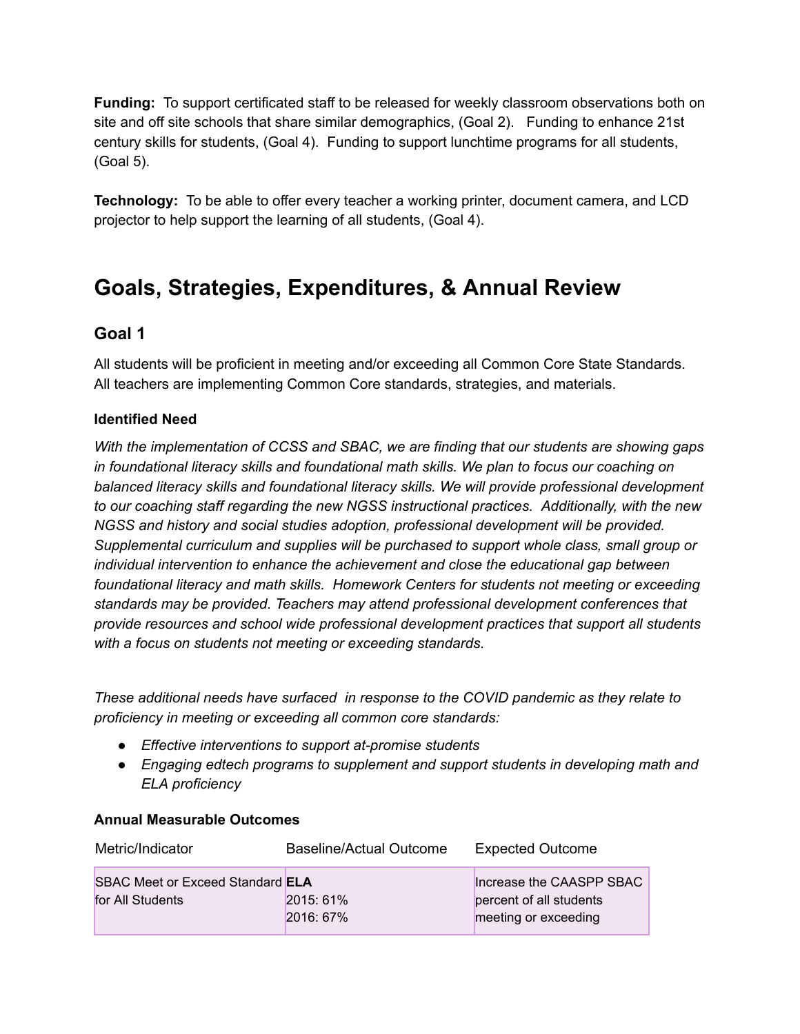**Funding:** To support certificated staff to be released for weekly classroom observations both on site and off site schools that share similar demographics, (Goal 2). Funding to enhance 21st century skills for students, (Goal 4). Funding to support lunchtime programs for all students, (Goal 5).

**Technology:** To be able to offer every teacher a working printer, document camera, and LCD projector to help support the learning of all students, (Goal 4).

# Goals, Strategies, Expenditures, & Annual Review

## Goal 1

All students will be proficient in meeting and/or exceeding all Common Core State Standards. All teachers are implementing Common Core standards, strategies, and materials.

### Identified Need

*With the implementation of CCSS and SBAC, we are finding that our students are showing gaps in foundational literacy skills and foundational math skills. We plan to focus our coaching on balanced literacy skills and foundational literacy skills. We will provide professional development to our coaching staff regarding the new NGSS instructional practices. Additionally, with the new NGSS and history and social studies adoption, professional development will be provided. Supplemental curriculum and supplies will be purchased to support whole class, small group or individual intervention to enhance the achievement and close the educational gap between foundational literacy and math skills. Homework Centers for students not meeting or exceeding standards may be provided. Teachers may attend professional development conferences that provide resources and school wide professional development practices that support all students with a focus on students not meeting or exceeding standards.*

*These additional needs have surfaced in response to the COVID pandemic as they relate to proficiency in meeting or exceeding all common core standards:*

- *Effective interventions to support at-promise students*
- *Engaging edtech programs to supplement and support students in developing math and ELA proficiency*

### Annual Measurable Outcomes

| Metric/Indicator | Baseline/Actual Outcome | Expected Outcome |
|---|---|---|
| SBAC Meet or Exceed Standard for All Students | **ELA**<br>2015: 61%<br>2016: 67% | Increase the CAASPP SBAC percent of all students meeting or exceeding |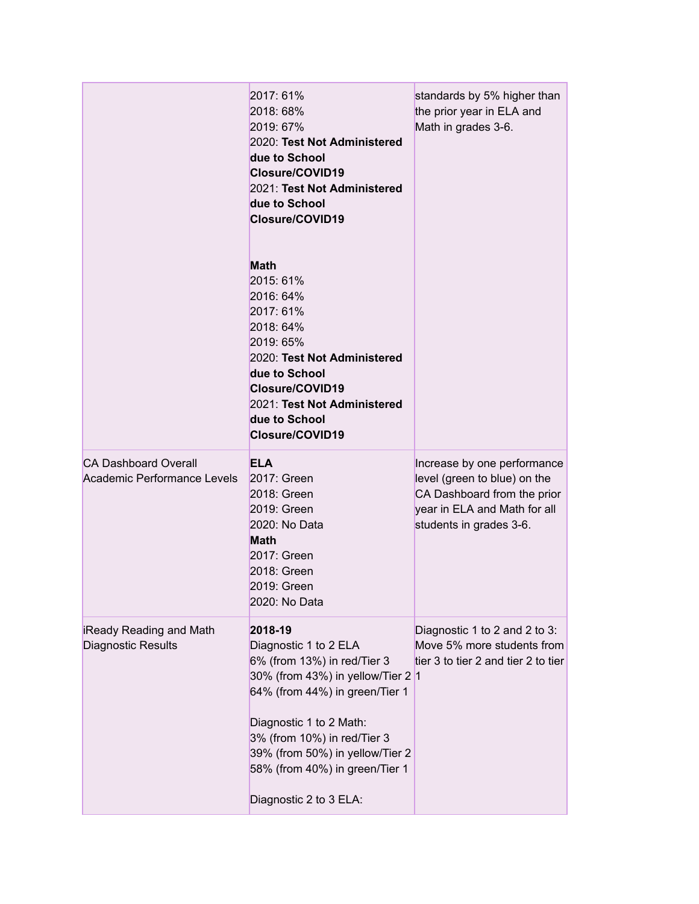| | | |
|---|---|---|
| | 2017: 61%<br>2018: 68%<br>2019: 67%<br>2020: **Test Not Administered due to School Closure/COVID19**<br>2021: **Test Not Administered due to School Closure/COVID19**<br><br>**Math**<br>2015: 61%<br>2016: 64%<br>2017: 61%<br>2018: 64%<br>2019: 65%<br>2020: **Test Not Administered due to School Closure/COVID19**<br>2021: **Test Not Administered due to School Closure/COVID19** | standards by 5% higher than the prior year in ELA and Math in grades 3-6. |
| CA Dashboard Overall Academic Performance Levels | **ELA**<br>2017: Green<br>2018: Green<br>2019: Green<br>2020: No Data<br>**Math**<br>2017: Green<br>2018: Green<br>2019: Green<br>2020: No Data | Increase by one performance level (green to blue) on the CA Dashboard from the prior year in ELA and Math for all students in grades 3-6. |
| iReady Reading and Math Diagnostic Results | **2018-19**<br>Diagnostic 1 to 2 ELA<br>6% (from 13%) in red/Tier 3<br>30% (from 43%) in yellow/Tier 2<br>64% (from 44%) in green/Tier 1<br><br>Diagnostic 1 to 2 Math:<br>3% (from 10%) in red/Tier 3<br>39% (from 50%) in yellow/Tier 2<br>58% (from 40%) in green/Tier 1<br><br>Diagnostic 2 to 3 ELA: | Diagnostic 1 to 2 and 2 to 3: Move 5% more students from tier 3 to tier 2 and tier 2 to tier 1 |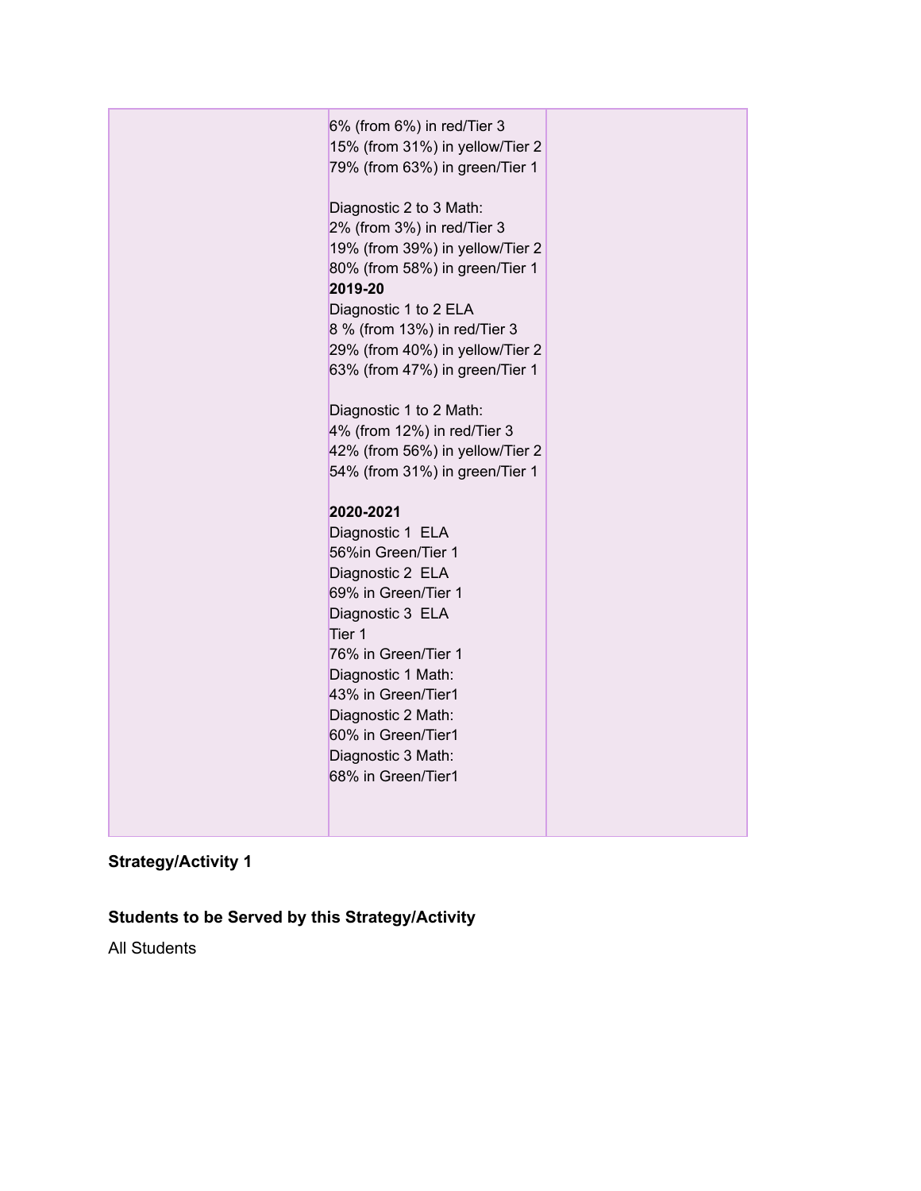| | | |
|---|---|---|
| | 6% (from 6%) in red/Tier 3<br>15% (from 31%) in yellow/Tier 2<br>79% (from 63%) in green/Tier 1<br><br>Diagnostic 2 to 3 Math:<br>2% (from 3%) in red/Tier 3<br>19% (from 39%) in yellow/Tier 2<br>80% (from 58%) in green/Tier 1<br>**2019-20**<br>Diagnostic 1 to 2 ELA<br>8 % (from 13%) in red/Tier 3<br>29% (from 40%) in yellow/Tier 2<br>63% (from 47%) in green/Tier 1<br><br>Diagnostic 1 to 2 Math:<br>4% (from 12%) in red/Tier 3<br>42% (from 56%) in yellow/Tier 2<br>54% (from 31%) in green/Tier 1<br><br>**2020-2021**<br>Diagnostic 1 ELA<br>56%in Green/Tier 1<br>Diagnostic 2 ELA<br>69% in Green/Tier 1<br>Diagnostic 3 ELA<br>Tier 1<br>76% in Green/Tier 1<br>Diagnostic 1 Math:<br>43% in Green/Tier1<br>Diagnostic 2 Math:<br>60% in Green/Tier1<br>Diagnostic 3 Math:<br>68% in Green/Tier1 | |

### Strategy/Activity 1

### Students to be Served by this Strategy/Activity

All Students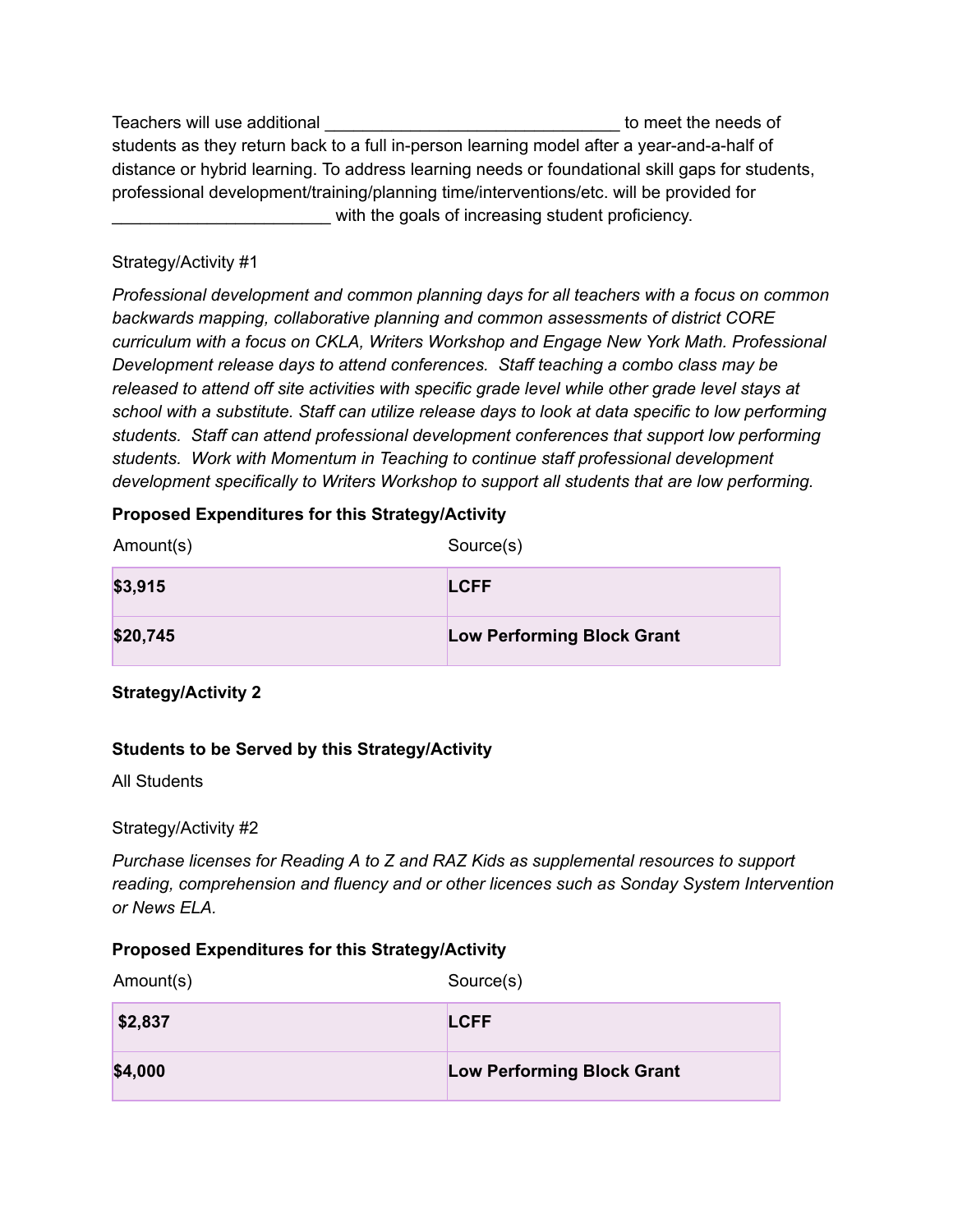Teachers will use additional _______________________________ to meet the needs of students as they return back to a full in-person learning model after a year-and-a-half of distance or hybrid learning. To address learning needs or foundational skill gaps for students, professional development/training/planning time/interventions/etc. will be provided for _______________________ with the goals of increasing student proficiency.

Strategy/Activity #1

*Professional development and common planning days for all teachers with a focus on common backwards mapping, collaborative planning and common assessments of district CORE curriculum with a focus on CKLA, Writers Workshop and Engage New York Math. Professional Development release days to attend conferences. Staff teaching a combo class may be released to attend off site activities with specific grade level while other grade level stays at school with a substitute. Staff can utilize release days to look at data specific to low performing students. Staff can attend professional development conferences that support low performing students. Work with Momentum in Teaching to continue staff professional development development specifically to Writers Workshop to support all students that are low performing.*

**Proposed Expenditures for this Strategy/Activity**

| Amount(s) | Source(s) |
|---|---|
| **$3,915** | **LCFF** |
| **$20,745** | **Low Performing Block Grant** |

**Strategy/Activity 2**

**Students to be Served by this Strategy/Activity**

All Students

Strategy/Activity #2

*Purchase licenses for Reading A to Z and RAZ Kids as supplemental resources to support reading, comprehension and fluency and or other licences such as Sonday System Intervention or News ELA.*

**Proposed Expenditures for this Strategy/Activity**

| Amount(s) | Source(s) |
|---|---|
| **$2,837** | **LCFF** |
| **$4,000** | **Low Performing Block Grant** |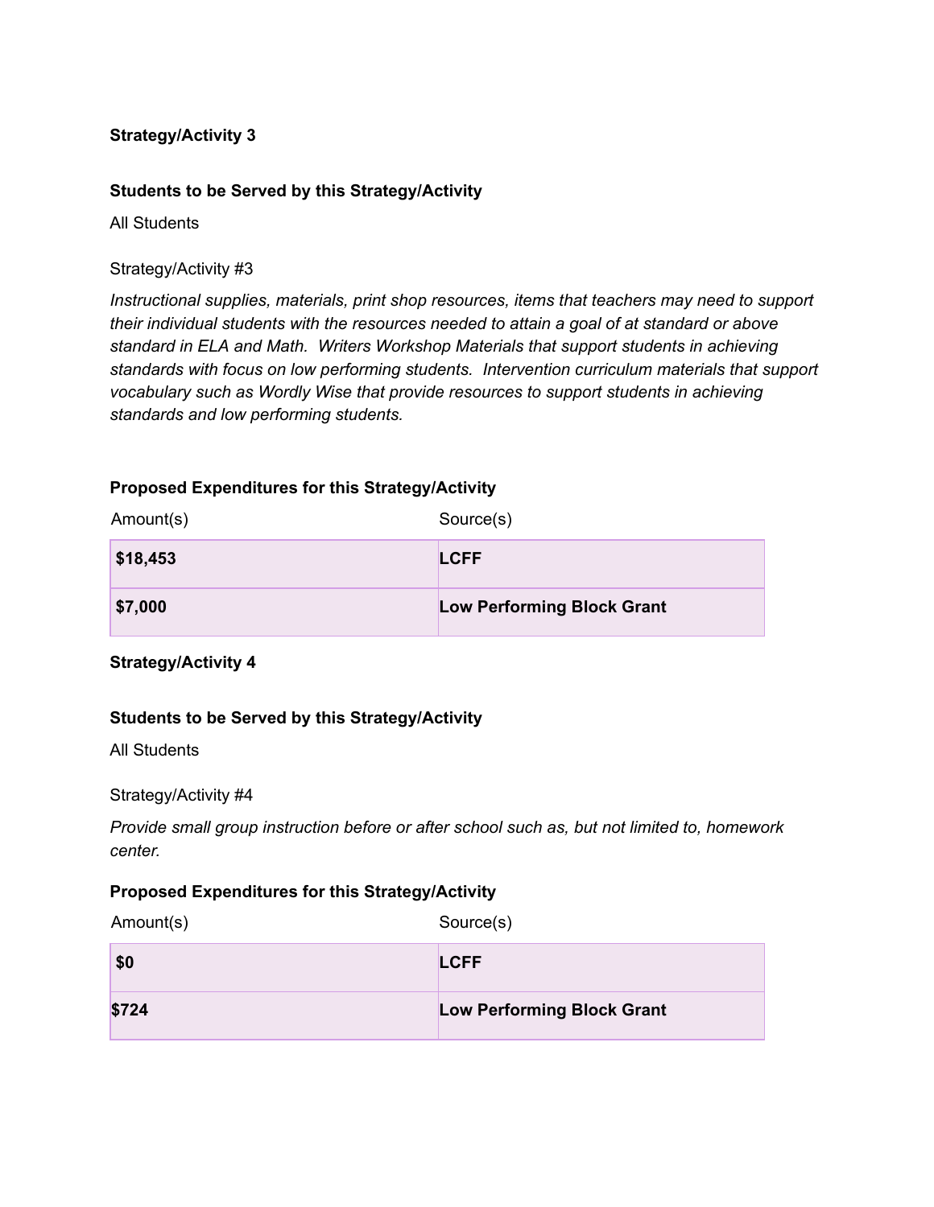**Strategy/Activity 3**

**Students to be Served by this Strategy/Activity**

All Students

Strategy/Activity #3

*Instructional supplies, materials, print shop resources, items that teachers may need to support their individual students with the resources needed to attain a goal of at standard or above standard in ELA and Math.  Writers Workshop Materials that support students in achieving standards with focus on low performing students.  Intervention curriculum materials that support vocabulary such as Wordly Wise that provide resources to support students in achieving standards and low performing students.*

**Proposed Expenditures for this Strategy/Activity**

| Amount(s) | Source(s) |
|---|---|
| **$18,453** | **LCFF** |
| **$7,000** | **Low Performing Block Grant** |

**Strategy/Activity 4**

**Students to be Served by this Strategy/Activity**

All Students

Strategy/Activity #4

*Provide small group instruction before or after school such as, but not limited to, homework center.*

**Proposed Expenditures for this Strategy/Activity**

| Amount(s) | Source(s) |
|---|---|
| **$0** | **LCFF** |
| **$724** | **Low Performing Block Grant** |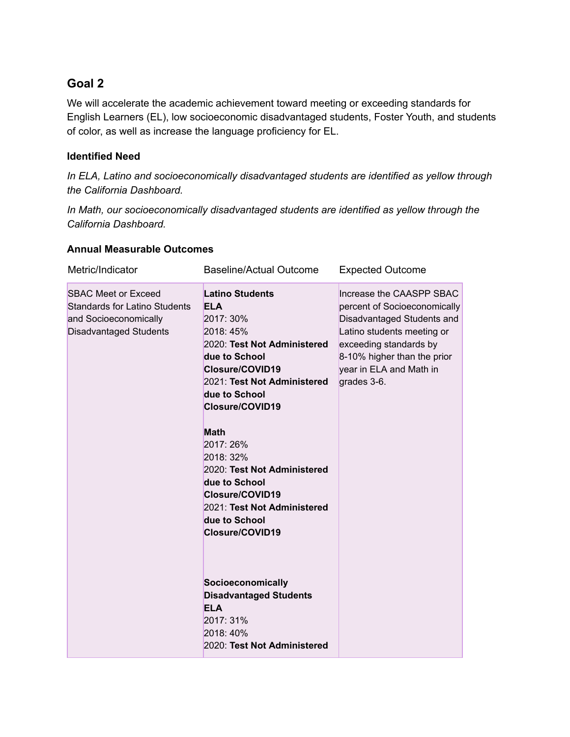## Goal 2

We will accelerate the academic achievement toward meeting or exceeding standards for English Learners (EL), low socioeconomic disadvantaged students, Foster Youth, and students of color, as well as increase the language proficiency for EL.

### Identified Need

*In ELA, Latino and socioeconomically disadvantaged students are identified as yellow through the California Dashboard.*

*In Math, our socioeconomically disadvantaged students are identified as yellow through the California Dashboard.*

### Annual Measurable Outcomes

| Metric/Indicator | Baseline/Actual Outcome | Expected Outcome |
|---|---|---|
| SBAC Meet or Exceed Standards for Latino Students and Socioeconomically Disadvantaged Students | **Latino Students**<br>**ELA**<br>2017: 30%<br>2018: 45%<br>2020: **Test Not Administered due to School Closure/COVID19**<br>2021: **Test Not Administered due to School Closure/COVID19**<br><br>**Math**<br>2017: 26%<br>2018: 32%<br>2020: **Test Not Administered due to School Closure/COVID19**<br>2021: **Test Not Administered due to School Closure/COVID19**<br><br>**Socioeconomically Disadvantaged Students**<br>**ELA**<br>2017: 31%<br>2018: 40%<br>2020: **Test Not Administered** | Increase the CAASPP SBAC percent of Socioeconomically Disadvantaged Students and Latino students meeting or exceeding standards by 8-10% higher than the prior year in ELA and Math in grades 3-6. |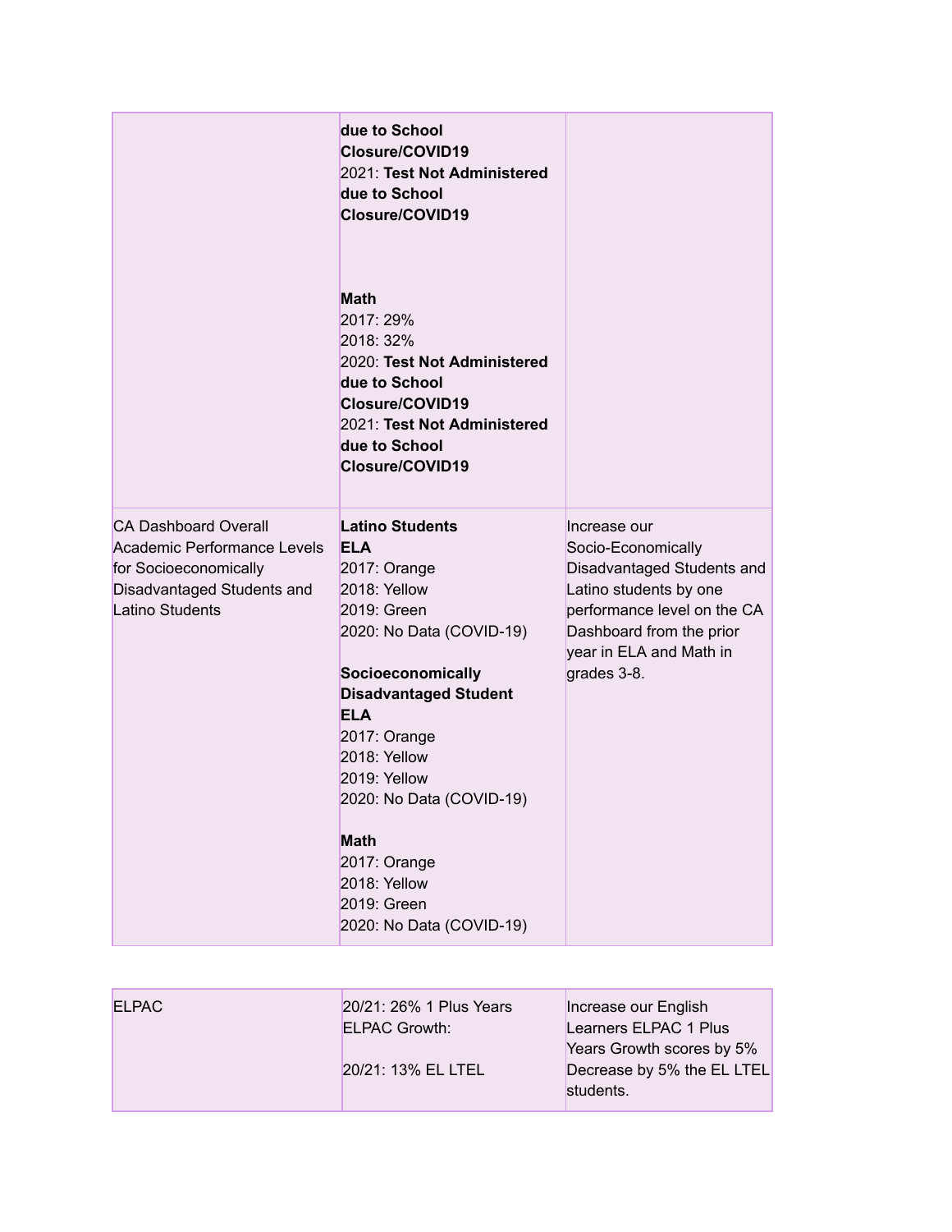| | | |
|---|---|---|
| | **due to School Closure/COVID19**<br>2021: **Test Not Administered due to School Closure/COVID19**<br><br>**Math**<br>2017: 29%<br>2018: 32%<br>2020: **Test Not Administered due to School Closure/COVID19**<br>2021: **Test Not Administered due to School Closure/COVID19** | |
| CA Dashboard Overall Academic Performance Levels for Socioeconomically Disadvantaged Students and Latino Students | **Latino Students**<br>**ELA**<br>2017: Orange<br>2018: Yellow<br>2019: Green<br>2020: No Data (COVID-19)<br><br>**Socioeconomically Disadvantaged Student**<br>**ELA**<br>2017: Orange<br>2018: Yellow<br>2019: Yellow<br>2020: No Data (COVID-19)<br><br>**Math**<br>2017: Orange<br>2018: Yellow<br>2019: Green<br>2020: No Data (COVID-19) | Increase our Socio-Economically Disadvantaged Students and Latino students by one performance level on the CA Dashboard from the prior year in ELA and Math in grades 3-8. |

| | | |
|---|---|---|
| ELPAC | 20/21: 26% 1 Plus Years ELPAC Growth:<br><br>20/21: 13% EL LTEL | Increase our English Learners ELPAC 1 Plus Years Growth scores by 5%<br>Decrease by 5% the EL LTEL students. |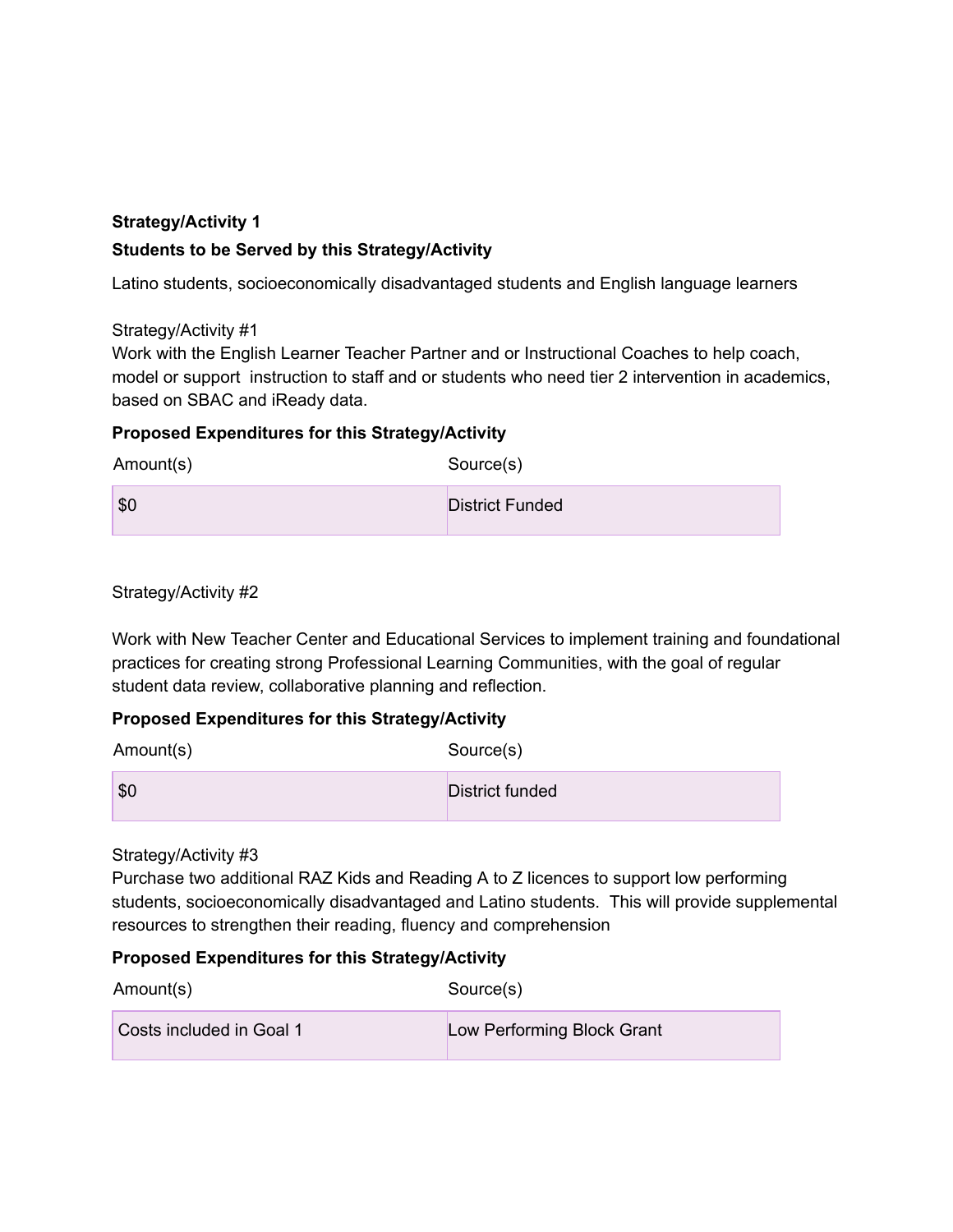**Strategy/Activity 1**

**Students to be Served by this Strategy/Activity**

Latino students, socioeconomically disadvantaged students and English language learners

Strategy/Activity #1

Work with the English Learner Teacher Partner and or Instructional Coaches to help coach, model or support instruction to staff and or students who need tier 2 intervention in academics, based on SBAC and iReady data.

**Proposed Expenditures for this Strategy/Activity**

| Amount(s) | Source(s) |
|---|---|
| $0 | District Funded |

Strategy/Activity #2

Work with New Teacher Center and Educational Services to implement training and foundational practices for creating strong Professional Learning Communities, with the goal of regular student data review, collaborative planning and reflection.

**Proposed Expenditures for this Strategy/Activity**

| Amount(s) | Source(s) |
|---|---|
| $0 | District funded |

Strategy/Activity #3

Purchase two additional RAZ Kids and Reading A to Z licences to support low performing students, socioeconomically disadvantaged and Latino students. This will provide supplemental resources to strengthen their reading, fluency and comprehension

**Proposed Expenditures for this Strategy/Activity**

| Amount(s) | Source(s) |
|---|---|
| Costs included in Goal 1 | Low Performing Block Grant |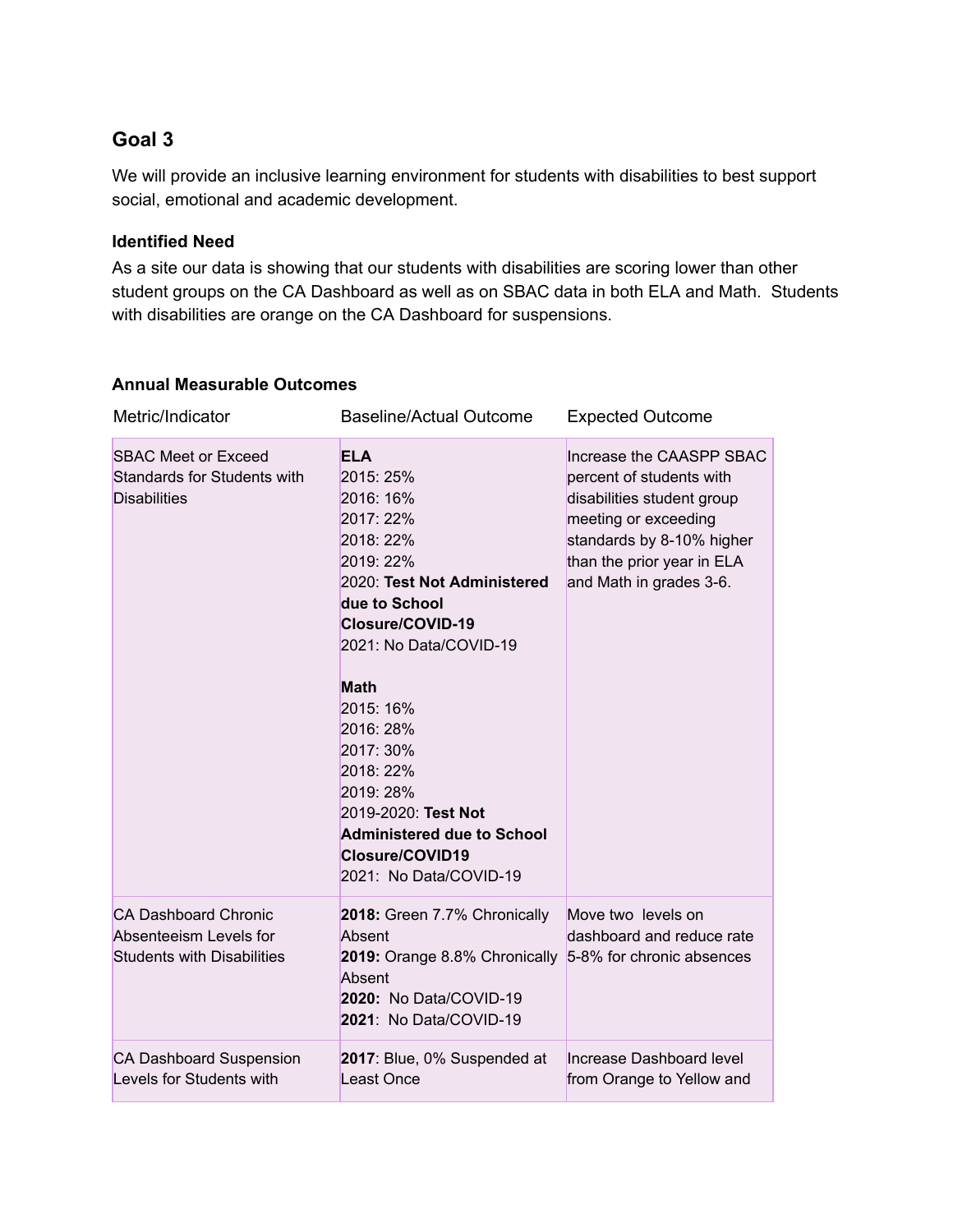## Goal 3

We will provide an inclusive learning environment for students with disabilities to best support social, emotional and academic development.

**Identified Need**

As a site our data is showing that our students with disabilities are scoring lower than other student groups on the CA Dashboard as well as on SBAC data in both ELA and Math. Students with disabilities are orange on the CA Dashboard for suspensions.

**Annual Measurable Outcomes**

| Metric/Indicator | Baseline/Actual Outcome | Expected Outcome |
|---|---|---|
| SBAC Meet or Exceed Standards for Students with Disabilities | **ELA**<br>2015: 25%<br>2016: 16%<br>2017: 22%<br>2018: 22%<br>2019: 22%<br>2020: **Test Not Administered due to School Closure/COVID-19**<br>2021: No Data/COVID-19<br><br>**Math**<br>2015: 16%<br>2016: 28%<br>2017: 30%<br>2018: 22%<br>2019: 28%<br>2019-2020: **Test Not Administered due to School Closure/COVID19**<br>2021: No Data/COVID-19 | Increase the CAASPP SBAC percent of students with disabilities student group meeting or exceeding standards by 8-10% higher than the prior year in ELA and Math in grades 3-6. |
| CA Dashboard Chronic Absenteeism Levels for Students with Disabilities | **2018:** Green 7.7% Chronically Absent<br>**2019:** Orange 8.8% Chronically Absent<br>**2020:** No Data/COVID-19<br>**2021**: No Data/COVID-19 | Move two levels on dashboard and reduce rate 5-8% for chronic absences |
| CA Dashboard Suspension Levels for Students with | **2017**: Blue, 0% Suspended at Least Once | Increase Dashboard level from Orange to Yellow and |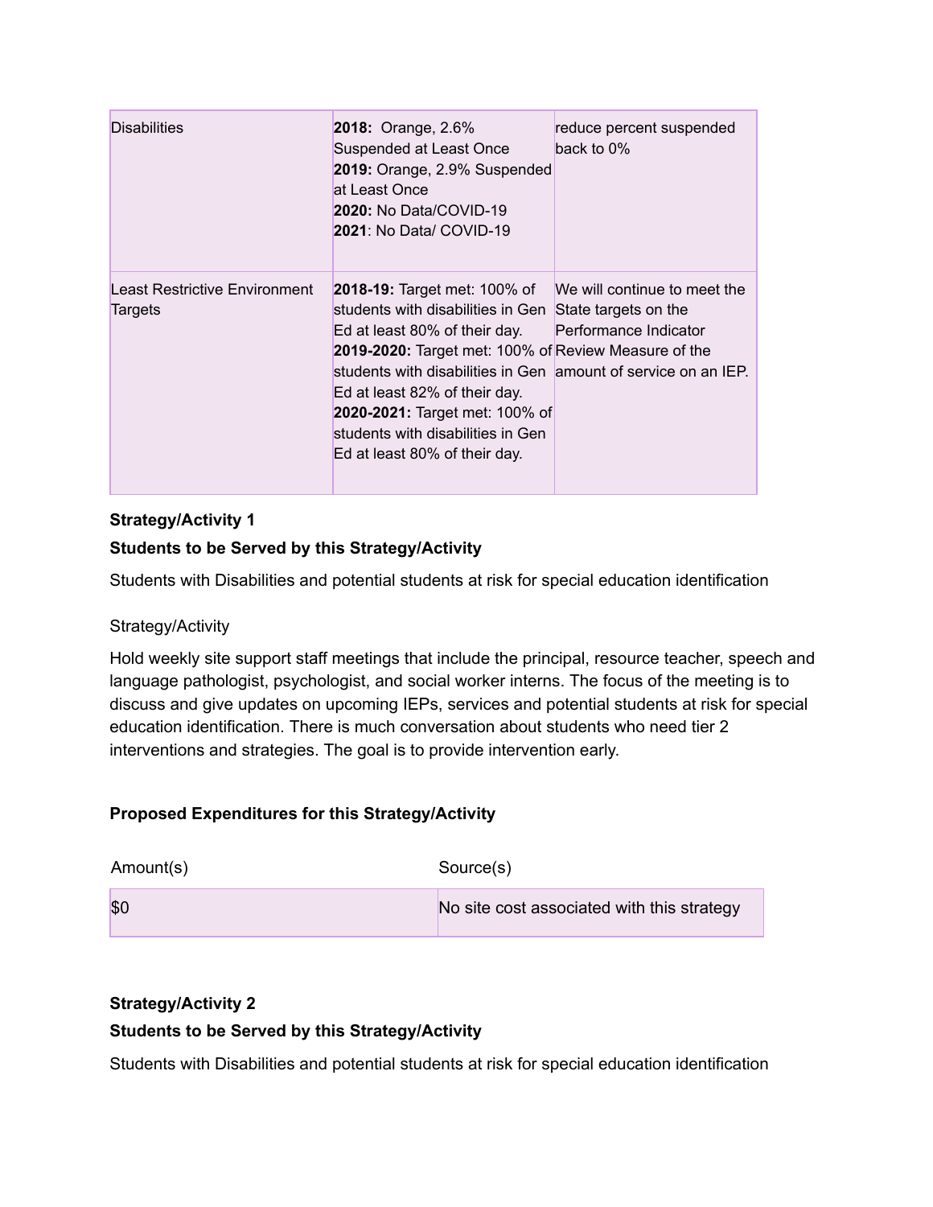| | | |
|---|---|---|
| Disabilities | **2018:** Orange, 2.6% Suspended at Least Once<br>**2019:** Orange, 2.9% Suspended at Least Once<br>**2020:** No Data/COVID-19<br>**2021**: No Data/ COVID-19 | reduce percent suspended back to 0% |
| Least Restrictive Environment Targets | **2018-19:** Target met: 100% of students with disabilities in Gen Ed at least 80% of their day.<br>**2019-2020:** Target met: 100% of students with disabilities in Gen Ed at least 82% of their day.<br>**2020-2021:** Target met: 100% of students with disabilities in Gen Ed at least 80% of their day. | We will continue to meet the State targets on the Performance Indicator Review Measure of the amount of service on an IEP. |

**Strategy/Activity 1**

**Students to be Served by this Strategy/Activity**

Students with Disabilities and potential students at risk for special education identification

Strategy/Activity

Hold weekly site support staff meetings that include the principal, resource teacher, speech and language pathologist, psychologist, and social worker interns. The focus of the meeting is to discuss and give updates on upcoming IEPs, services and potential students at risk for special education identification. There is much conversation about students who need tier 2 interventions and strategies. The goal is to provide intervention early.

**Proposed Expenditures for this Strategy/Activity**

| Amount(s) | Source(s) |
|---|---|
| $0 | No site cost associated with this strategy |

**Strategy/Activity 2**

**Students to be Served by this Strategy/Activity**

Students with Disabilities and potential students at risk for special education identification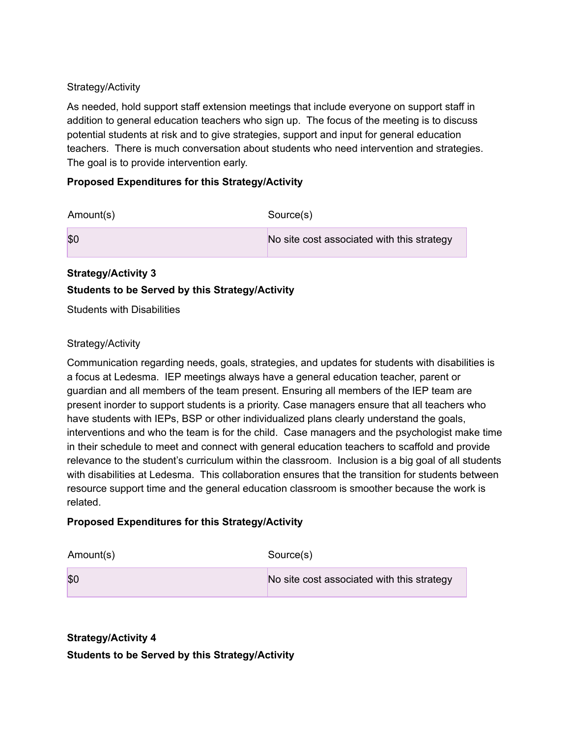Strategy/Activity

As needed, hold support staff extension meetings that include everyone on support staff in addition to general education teachers who sign up.  The focus of the meeting is to discuss potential students at risk and to give strategies, support and input for general education teachers.  There is much conversation about students who need intervention and strategies.  The goal is to provide intervention early.

**Proposed Expenditures for this Strategy/Activity**

| Amount(s) | Source(s) |
|---|---|
| $0 | No site cost associated with this strategy |

**Strategy/Activity 3**

**Students to be Served by this Strategy/Activity**

Students with Disabilities

Strategy/Activity

Communication regarding needs, goals, strategies, and updates for students with disabilities is a focus at Ledesma.  IEP meetings always have a general education teacher, parent or guardian and all members of the team present. Ensuring all members of the IEP team are present inorder to support students is a priority. Case managers ensure that all teachers who have students with IEPs, BSP or other individualized plans clearly understand the goals, interventions and who the team is for the child.  Case managers and the psychologist make time in their schedule to meet and connect with general education teachers to scaffold and provide relevance to the student's curriculum within the classroom.  Inclusion is a big goal of all students with disabilities at Ledesma.  This collaboration ensures that the transition for students between resource support time and the general education classroom is smoother because the work is related.

**Proposed Expenditures for this Strategy/Activity**

| Amount(s) | Source(s) |
|---|---|
| $0 | No site cost associated with this strategy |

**Strategy/Activity 4**

**Students to be Served by this Strategy/Activity**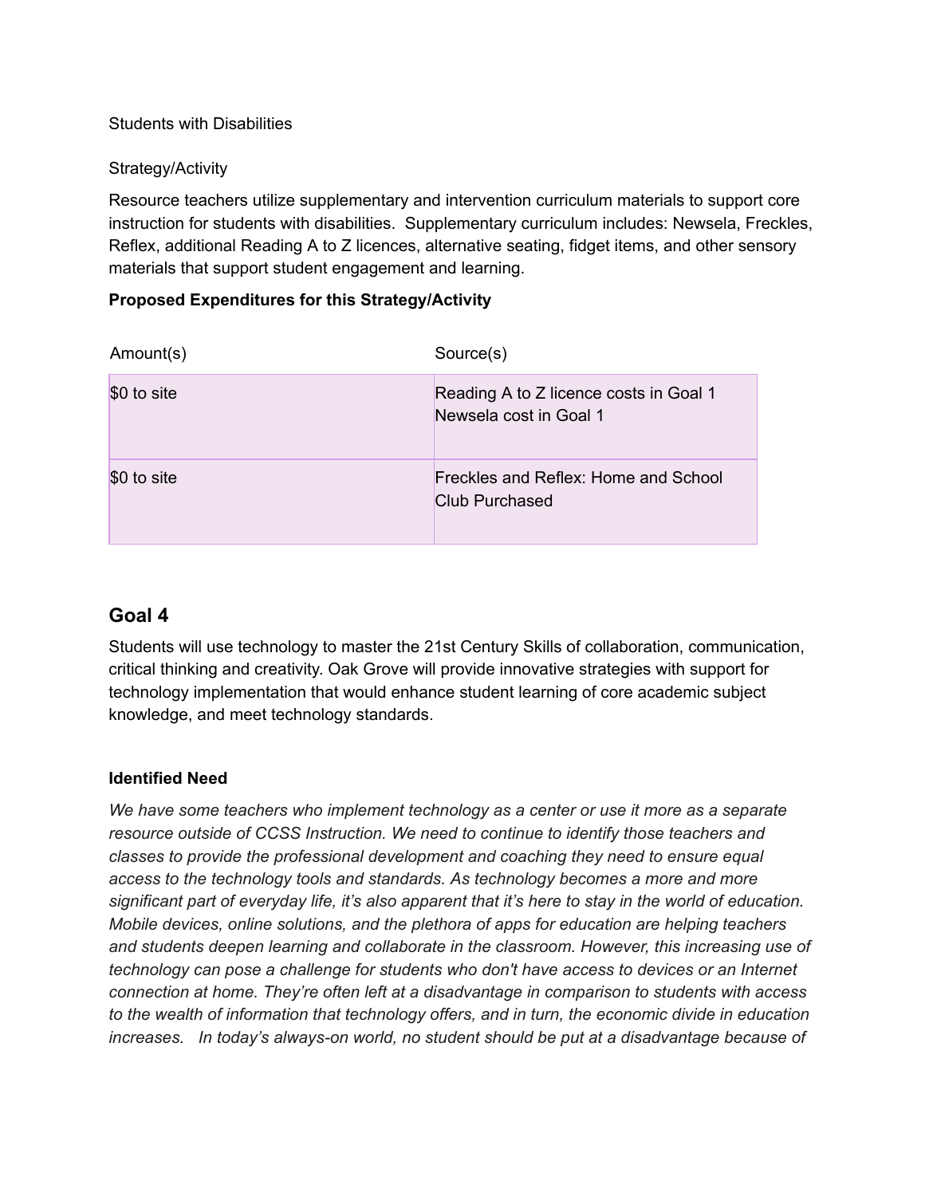Students with Disabilities

Strategy/Activity

Resource teachers utilize supplementary and intervention curriculum materials to support core instruction for students with disabilities.  Supplementary curriculum includes: Newsela, Freckles, Reflex, additional Reading A to Z licences, alternative seating, fidget items, and other sensory materials that support student engagement and learning.

**Proposed Expenditures for this Strategy/Activity**

| Amount(s) | Source(s) |
| --- | --- |
| $0 to site | Reading A to Z licence costs in Goal 1<br>Newsela cost in Goal 1 |
| $0 to site | Freckles and Reflex: Home and School Club Purchased |

## Goal 4

Students will use technology to master the 21st Century Skills of collaboration, communication, critical thinking and creativity. Oak Grove will provide innovative strategies with support for technology implementation that would enhance student learning of core academic subject knowledge, and meet technology standards.

**Identified Need**

*We have some teachers who implement technology as a center or use it more as a separate resource outside of CCSS Instruction. We need to continue to identify those teachers and classes to provide the professional development and coaching they need to ensure equal access to the technology tools and standards. As technology becomes a more and more significant part of everyday life, it's also apparent that it's here to stay in the world of education. Mobile devices, online solutions, and the plethora of apps for education are helping teachers and students deepen learning and collaborate in the classroom. However, this increasing use of technology can pose a challenge for students who don't have access to devices or an Internet connection at home. They're often left at a disadvantage in comparison to students with access to the wealth of information that technology offers, and in turn, the economic divide in education increases.   In today's always-on world, no student should be put at a disadvantage because of*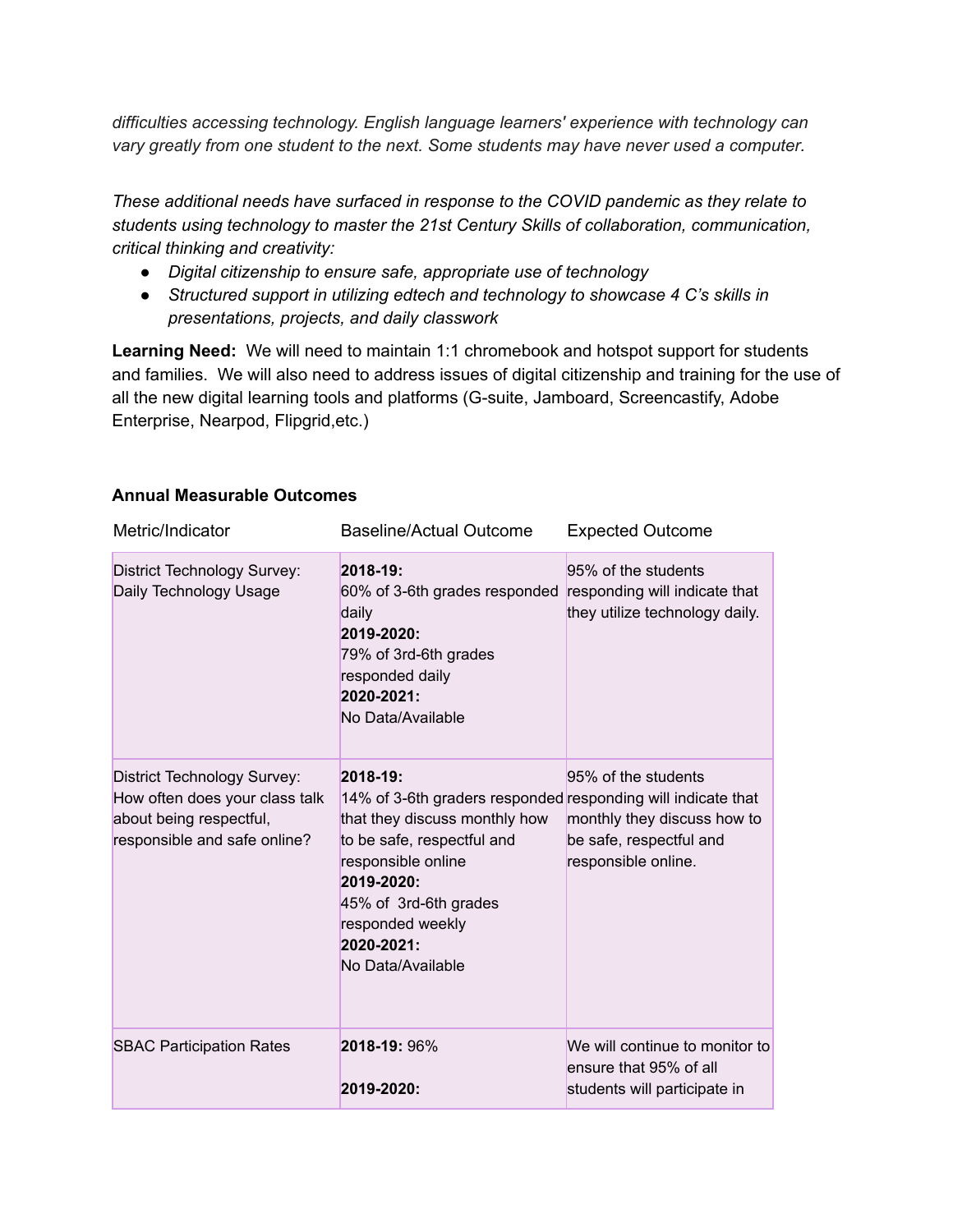*difficulties accessing technology. English language learners' experience with technology can vary greatly from one student to the next. Some students may have never used a computer.*

*These additional needs have surfaced in response to the COVID pandemic as they relate to students using technology to master the 21st Century Skills of collaboration, communication, critical thinking and creativity:*

- *Digital citizenship to ensure safe, appropriate use of technology*
- *Structured support in utilizing edtech and technology to showcase 4 C's skills in presentations, projects, and daily classwork*

**Learning Need:** We will need to maintain 1:1 chromebook and hotspot support for students and families. We will also need to address issues of digital citizenship and training for the use of all the new digital learning tools and platforms (G-suite, Jamboard, Screencastify, Adobe Enterprise, Nearpod, Flipgrid,etc.)

**Annual Measurable Outcomes**

| Metric/Indicator | Baseline/Actual Outcome | Expected Outcome |
|---|---|---|
| District Technology Survey: Daily Technology Usage | **2018-19:** 60% of 3-6th grades responded daily **2019-2020:** 79% of 3rd-6th grades responded daily **2020-2021:** No Data/Available | 95% of the students responding will indicate that they utilize technology daily. |
| District Technology Survey: How often does your class talk about being respectful, responsible and safe online? | **2018-19:** 14% of 3-6th graders responded that they discuss monthly how to be safe, respectful and responsible online **2019-2020:** 45% of 3rd-6th grades responded weekly **2020-2021:** No Data/Available | 95% of the students responding will indicate that monthly they discuss how to be safe, respectful and responsible online. |
| SBAC Participation Rates | **2018-19:** 96% **2019-2020:** | We will continue to monitor to ensure that 95% of all students will participate in |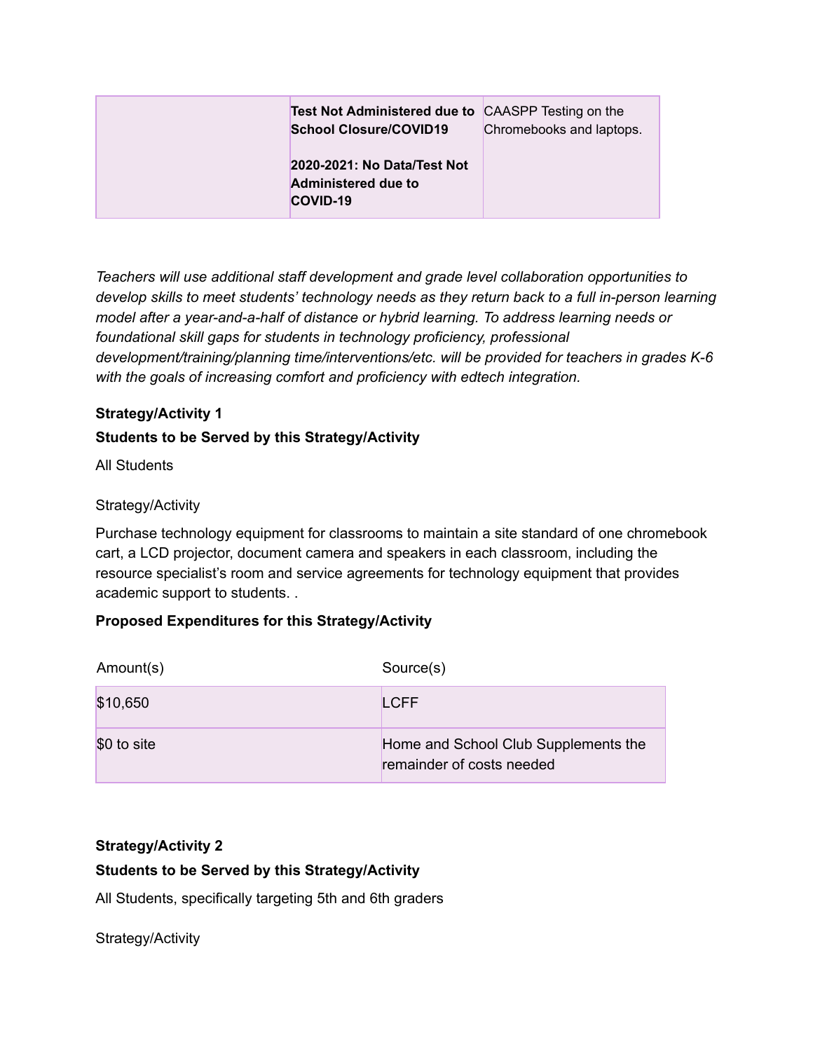| | | |
|---|---|---|
| | **Test Not Administered due to School Closure/COVID19**<br><br>**2020-2021: No Data/Test Not Administered due to COVID-19** | CAASPP Testing on the Chromebooks and laptops. |

*Teachers will use additional staff development and grade level collaboration opportunities to develop skills to meet students' technology needs as they return back to a full in-person learning model after a year-and-a-half of distance or hybrid learning. To address learning needs or foundational skill gaps for students in technology proficiency, professional development/training/planning time/interventions/etc. will be provided for teachers in grades K-6 with the goals of increasing comfort and proficiency with edtech integration.*

**Strategy/Activity 1**

**Students to be Served by this Strategy/Activity**

All Students

Strategy/Activity

Purchase technology equipment for classrooms to maintain a site standard of one chromebook cart, a LCD projector, document camera and speakers in each classroom, including the resource specialist's room and service agreements for technology equipment that provides academic support to students. .

**Proposed Expenditures for this Strategy/Activity**

| Amount(s) | Source(s) |
|---|---|
| $10,650 | LCFF |
| $0 to site | Home and School Club Supplements the remainder of costs needed |

**Strategy/Activity 2**

**Students to be Served by this Strategy/Activity**

All Students, specifically targeting 5th and 6th graders

Strategy/Activity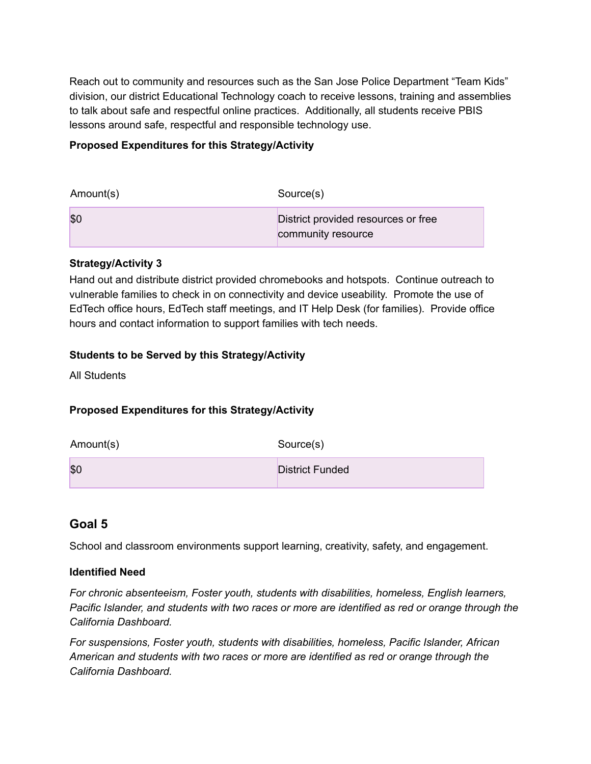Reach out to community and resources such as the San Jose Police Department “Team Kids” division, our district Educational Technology coach to receive lessons, training and assemblies to talk about safe and respectful online practices. Additionally, all students receive PBIS lessons around safe, respectful and responsible technology use.

**Proposed Expenditures for this Strategy/Activity**

| Amount(s) | Source(s) |
|---|---|
| $0 | District provided resources or free community resource |

**Strategy/Activity 3**

Hand out and distribute district provided chromebooks and hotspots. Continue outreach to vulnerable families to check in on connectivity and device useability. Promote the use of EdTech office hours, EdTech staff meetings, and IT Help Desk (for families). Provide office hours and contact information to support families with tech needs.

**Students to be Served by this Strategy/Activity**

All Students

**Proposed Expenditures for this Strategy/Activity**

| Amount(s) | Source(s) |
|---|---|
| $0 | District Funded |

## Goal 5

School and classroom environments support learning, creativity, safety, and engagement.

**Identified Need**

*For chronic absenteeism, Foster youth, students with disabilities, homeless, English learners, Pacific Islander, and students with two races or more are identified as red or orange through the California Dashboard.*

*For suspensions, Foster youth, students with disabilities, homeless, Pacific Islander, African American and students with two races or more are identified as red or orange through the California Dashboard.*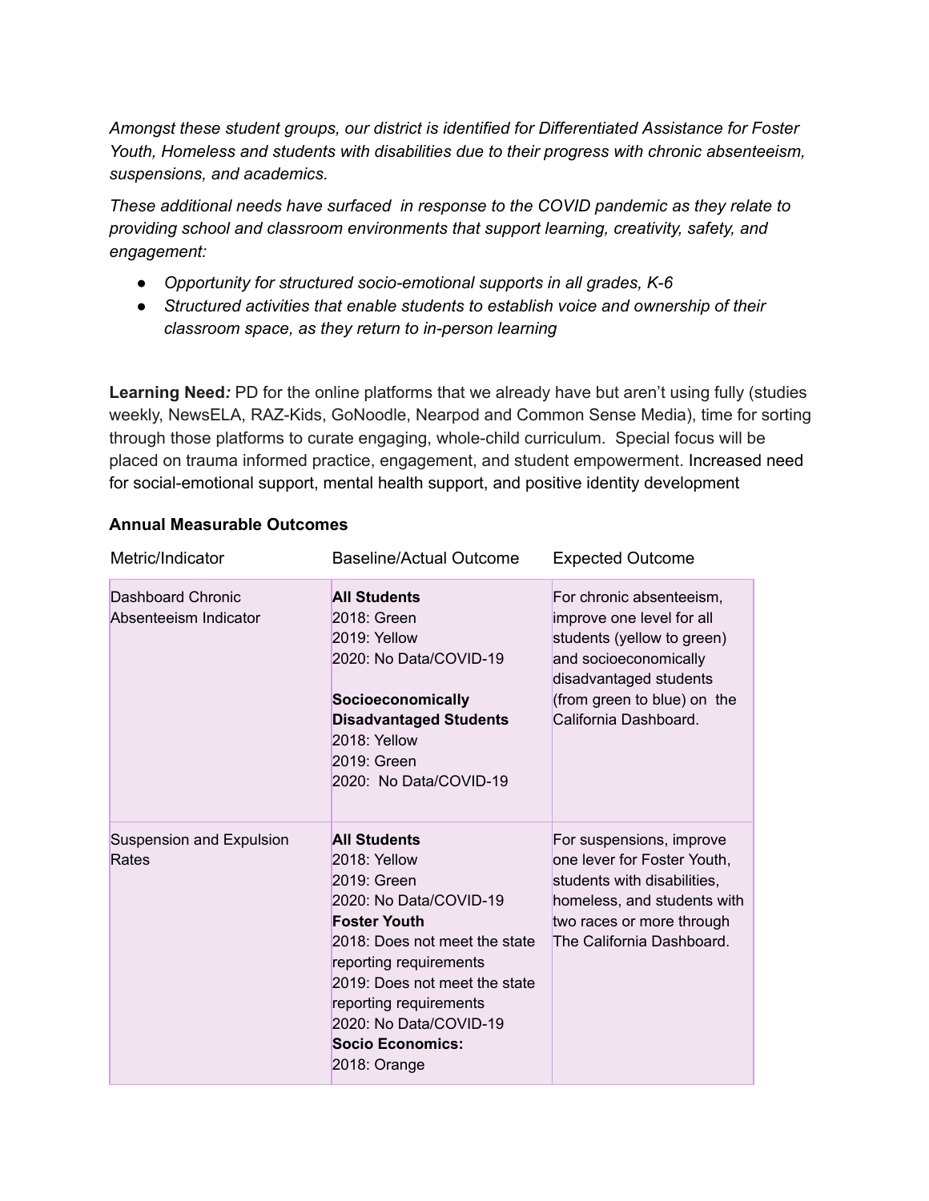*Amongst these student groups, our district is identified for Differentiated Assistance for Foster Youth, Homeless and students with disabilities due to their progress with chronic absenteeism, suspensions, and academics.*

*These additional needs have surfaced in response to the COVID pandemic as they relate to providing school and classroom environments that support learning, creativity, safety, and engagement:*

- *Opportunity for structured socio-emotional supports in all grades, K-6*
- *Structured activities that enable students to establish voice and ownership of their classroom space, as they return to in-person learning*

**Learning Need***:* PD for the online platforms that we already have but aren't using fully (studies weekly, NewsELA, RAZ-Kids, GoNoodle, Nearpod and Common Sense Media), time for sorting through those platforms to curate engaging, whole-child curriculum. Special focus will be placed on trauma informed practice, engagement, and student empowerment. Increased need for social-emotional support, mental health support, and positive identity development

**Annual Measurable Outcomes**

| Metric/Indicator | Baseline/Actual Outcome | Expected Outcome |
|---|---|---|
| Dashboard Chronic Absenteeism Indicator | **All Students**<br>2018: Green<br>2019: Yellow<br>2020: No Data/COVID-19<br><br>**Socioeconomically Disadvantaged Students**<br>2018: Yellow<br>2019: Green<br>2020: No Data/COVID-19 | For chronic absenteeism, improve one level for all students (yellow to green) and socioeconomically disadvantaged students (from green to blue) on the California Dashboard. |
| Suspension and Expulsion Rates | **All Students**<br>2018: Yellow<br>2019: Green<br>2020: No Data/COVID-19<br>**Foster Youth**<br>2018: Does not meet the state reporting requirements<br>2019: Does not meet the state reporting requirements<br>2020: No Data/COVID-19<br>**Socio Economics:**<br>2018: Orange | For suspensions, improve one lever for Foster Youth, students with disabilities, homeless, and students with two races or more through The California Dashboard. |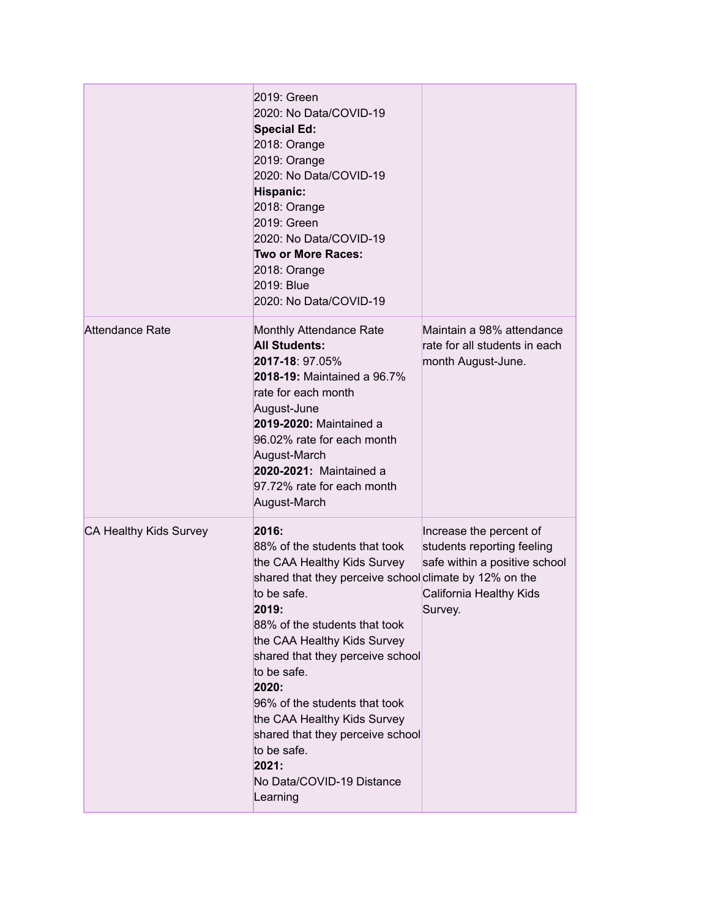| | | |
|---|---|---|
| | 2019: Green<br>2020: No Data/COVID-19<br>**Special Ed:**<br>2018: Orange<br>2019: Orange<br>2020: No Data/COVID-19<br>**Hispanic:**<br>2018: Orange<br>2019: Green<br>2020: No Data/COVID-19<br>**Two or More Races:**<br>2018: Orange<br>2019: Blue<br>2020: No Data/COVID-19 | |
| Attendance Rate | Monthly Attendance Rate<br>**All Students:**<br>**2017-18**: 97.05%<br>**2018-19:** Maintained a 96.7% rate for each month August-June<br>**2019-2020:** Maintained a 96.02% rate for each month August-March<br>**2020-2021:** Maintained a 97.72% rate for each month August-March | Maintain a 98% attendance rate for all students in each month August-June. |
| CA Healthy Kids Survey | **2016:**<br>88% of the students that took the CAA Healthy Kids Survey shared that they perceive school to be safe.<br>**2019:**<br>88% of the students that took the CAA Healthy Kids Survey shared that they perceive school to be safe.<br>**2020:**<br>96% of the students that took the CAA Healthy Kids Survey shared that they perceive school to be safe.<br>**2021:**<br>No Data/COVID-19 Distance Learning | Increase the percent of students reporting feeling safe within a positive school climate by 12% on the California Healthy Kids Survey. |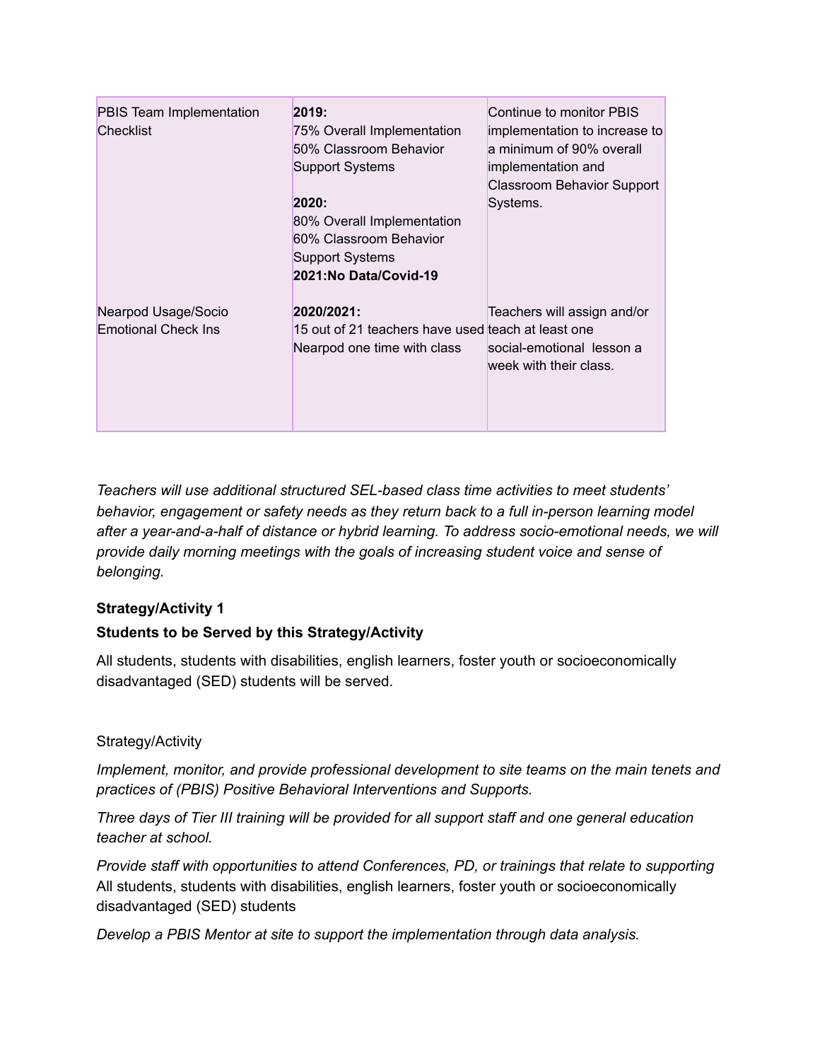| | | |
|---|---|---|
| PBIS Team Implementation Checklist | **2019:**<br>75% Overall Implementation<br>50% Classroom Behavior Support Systems<br><br>**2020:**<br>80% Overall Implementation<br>60% Classroom Behavior Support Systems<br>**2021:No Data/Covid-19** | Continue to monitor PBIS implementation to increase to a minimum of 90% overall implementation and Classroom Behavior Support Systems. |
| Nearpod Usage/Socio Emotional Check Ins | **2020/2021:**<br>15 out of 21 teachers have used Nearpod one time with class | Teachers will assign and/or teach at least one social-emotional lesson a week with their class. |

*Teachers will use additional structured SEL-based class time activities to meet students' behavior, engagement or safety needs as they return back to a full in-person learning model after a year-and-a-half of distance or hybrid learning. To address socio-emotional needs, we will provide daily morning meetings with the goals of increasing student voice and sense of belonging.*

**Strategy/Activity 1**

**Students to be Served by this Strategy/Activity**

All students, students with disabilities, english learners, foster youth or socioeconomically disadvantaged (SED) students will be served.

Strategy/Activity

*Implement, monitor, and provide professional development to site teams on the main tenets and practices of (PBIS) Positive Behavioral Interventions and Supports.*

*Three days of Tier III training will be provided for all support staff and one general education teacher at school.*

*Provide staff with opportunities to attend Conferences, PD, or trainings that relate to supporting* All students, students with disabilities, english learners, foster youth or socioeconomically disadvantaged (SED) students

*Develop a PBIS Mentor at site to support the implementation through data analysis.*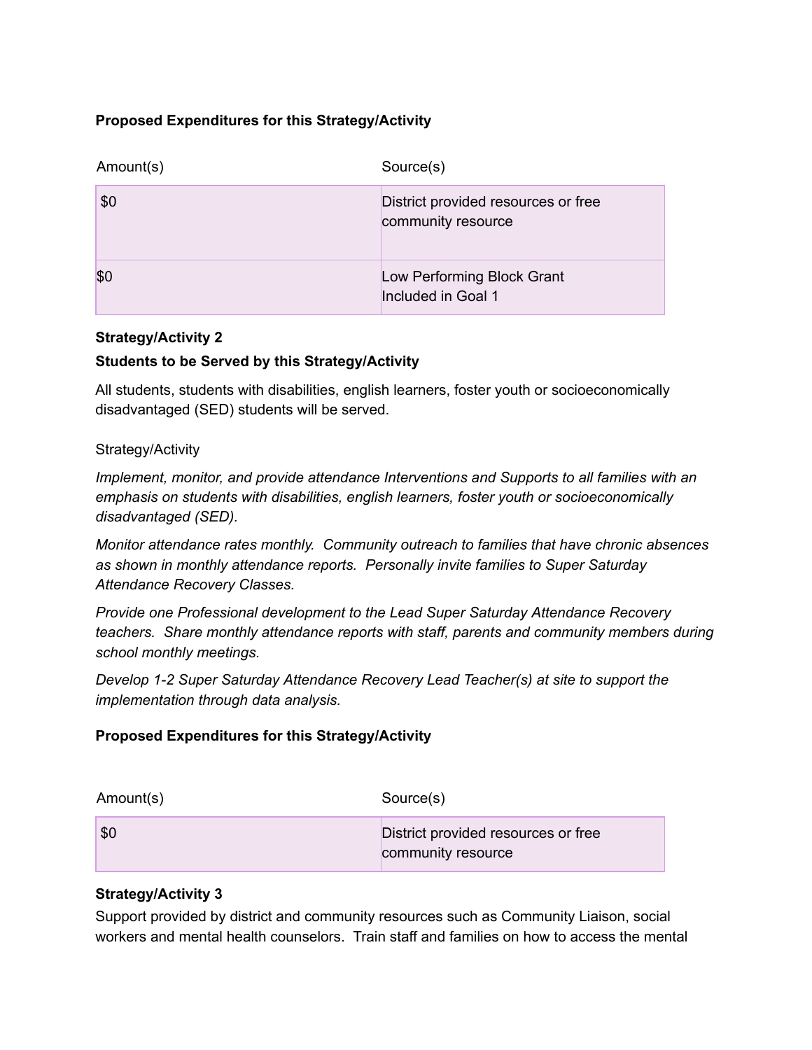**Proposed Expenditures for this Strategy/Activity**

| Amount(s) | Source(s) |
|---|---|
| $0 | District provided resources or free community resource |
| $0 | Low Performing Block Grant Included in Goal 1 |

**Strategy/Activity 2**

**Students to be Served by this Strategy/Activity**

All students, students with disabilities, english learners, foster youth or socioeconomically disadvantaged (SED) students will be served.

Strategy/Activity

*Implement, monitor, and provide attendance Interventions and Supports to all families with an emphasis on students with disabilities, english learners, foster youth or socioeconomically disadvantaged (SED).*

*Monitor attendance rates monthly. Community outreach to families that have chronic absences as shown in monthly attendance reports. Personally invite families to Super Saturday Attendance Recovery Classes.*

*Provide one Professional development to the Lead Super Saturday Attendance Recovery teachers. Share monthly attendance reports with staff, parents and community members during school monthly meetings.*

*Develop 1-2 Super Saturday Attendance Recovery Lead Teacher(s) at site to support the implementation through data analysis.*

**Proposed Expenditures for this Strategy/Activity**

| Amount(s) | Source(s) |
|---|---|
| $0 | District provided resources or free community resource |

**Strategy/Activity 3**

Support provided by district and community resources such as Community Liaison, social workers and mental health counselors. Train staff and families on how to access the mental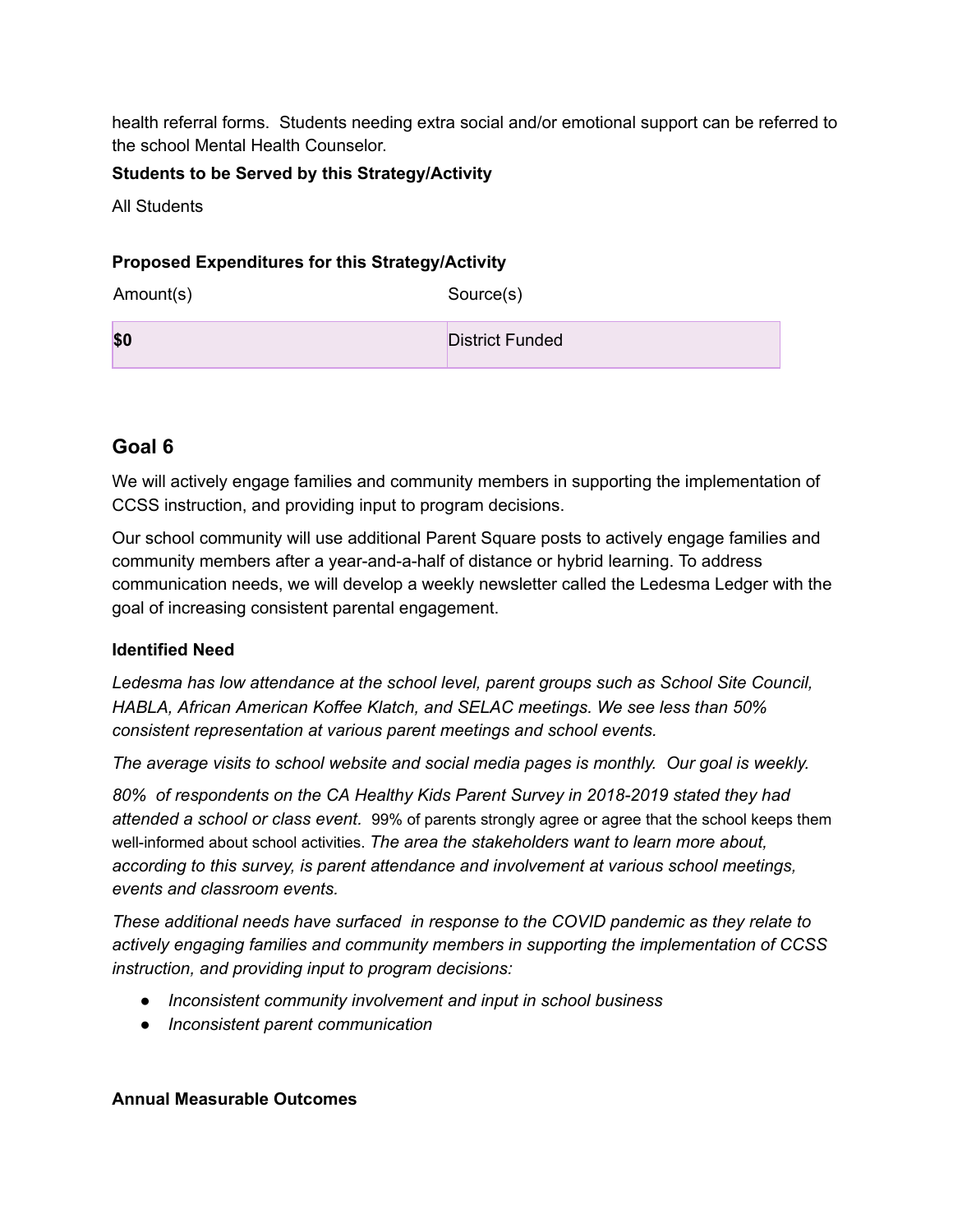health referral forms. Students needing extra social and/or emotional support can be referred to the school Mental Health Counselor.

**Students to be Served by this Strategy/Activity**

All Students

**Proposed Expenditures for this Strategy/Activity**

| Amount(s) | Source(s) |
|---|---|
| **$0** | District Funded |

## Goal 6

We will actively engage families and community members in supporting the implementation of CCSS instruction, and providing input to program decisions.

Our school community will use additional Parent Square posts to actively engage families and community members after a year-and-a-half of distance or hybrid learning. To address communication needs, we will develop a weekly newsletter called the Ledesma Ledger with the goal of increasing consistent parental engagement.

### Identified Need

*Ledesma has low attendance at the school level, parent groups such as School Site Council, HABLA, African American Koffee Klatch, and SELAC meetings. We see less than 50% consistent representation at various parent meetings and school events.*

*The average visits to school website and social media pages is monthly. Our goal is weekly.*

*80% of respondents on the CA Healthy Kids Parent Survey in 2018-2019 stated they had attended a school or class event.* 99% of parents strongly agree or agree that the school keeps them well-informed about school activities. *The area the stakeholders want to learn more about, according to this survey, is parent attendance and involvement at various school meetings, events and classroom events.*

*These additional needs have surfaced in response to the COVID pandemic as they relate to actively engaging families and community members in supporting the implementation of CCSS instruction, and providing input to program decisions:*

- *Inconsistent community involvement and input in school business*
- *Inconsistent parent communication*

### Annual Measurable Outcomes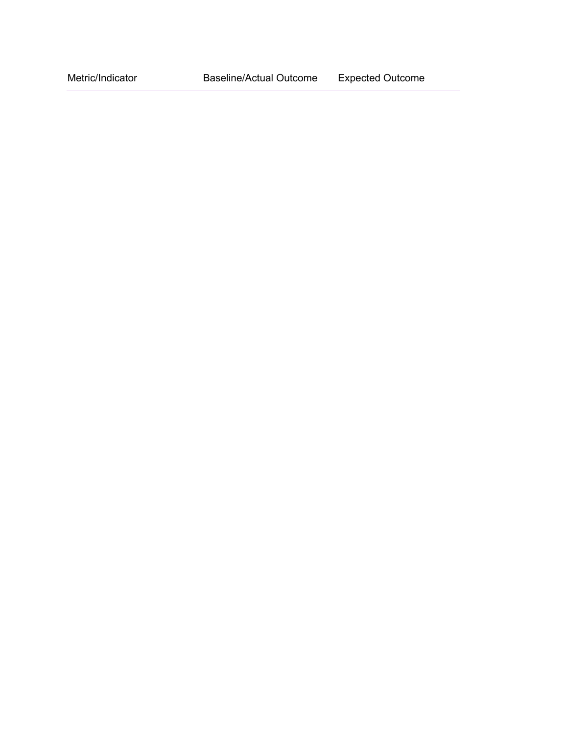| Metric/Indicator | Baseline/Actual Outcome | Expected Outcome |
| --- | --- | --- |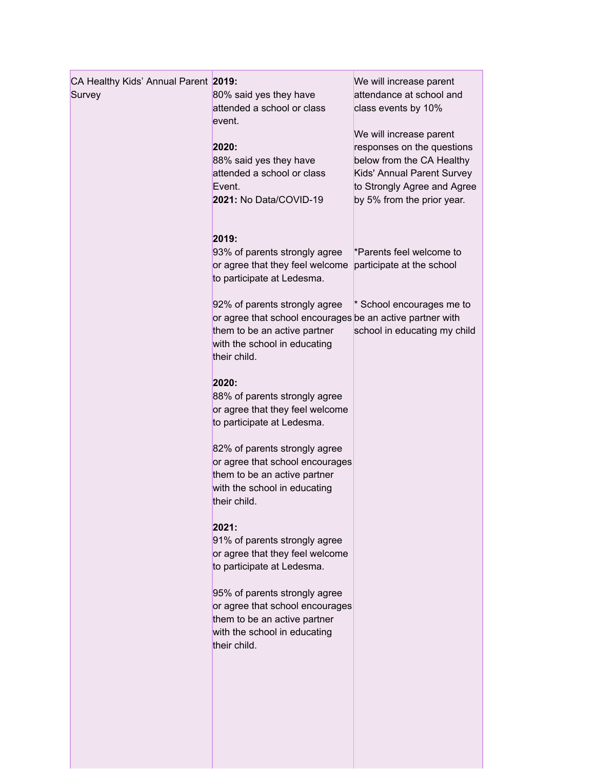| | | |
|---|---|---|
| CA Healthy Kids' Annual Parent Survey | **2019:**<br>80% said yes they have attended a school or class event.<br><br>**2020:**<br>88% said yes they have attended a school or class Event.<br>**2021:** No Data/COVID-19<br><br><br>**2019:**<br>93% of parents strongly agree or agree that they feel welcome to participate at Ledesma.<br><br>92% of parents strongly agree or agree that school encourages them to be an active partner with the school in educating their child.<br><br>**2020:**<br>88% of parents strongly agree or agree that they feel welcome to participate at Ledesma.<br><br>82% of parents strongly agree or agree that school encourages them to be an active partner with the school in educating their child.<br><br>**2021:**<br>91% of parents strongly agree or agree that they feel welcome to participate at Ledesma.<br><br>95% of parents strongly agree or agree that school encourages them to be an active partner with the school in educating their child. | We will increase parent attendance at school and class events by 10%<br><br>We will increase parent responses on the questions below from the CA Healthy Kids' Annual Parent Survey to Strongly Agree and Agree by 5% from the prior year.<br><br><br><br>*Parents feel welcome to participate at the school<br><br><br>* School encourages me to be an active partner with school in educating my child |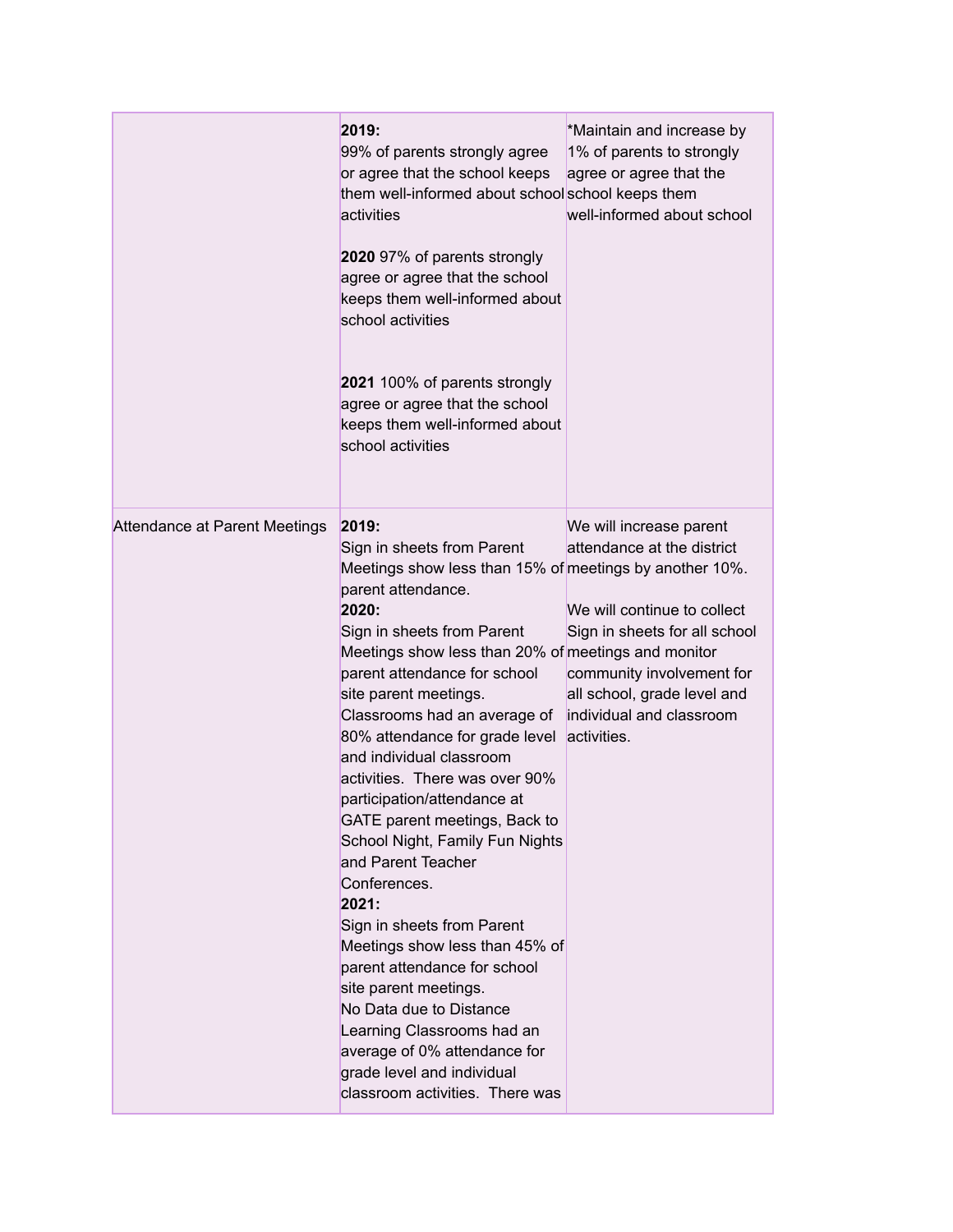| | | |
|---|---|---|
| | **2019:**<br>99% of parents strongly agree or agree that the school keeps them well-informed about school activities<br><br>**2020** 97% of parents strongly agree or agree that the school keeps them well-informed about school activities<br><br>**2021** 100% of parents strongly agree or agree that the school keeps them well-informed about school activities | *Maintain and increase by 1% of parents to strongly agree or agree that the school keeps them well-informed about school |
| Attendance at Parent Meetings | **2019:**<br>Sign in sheets from Parent Meetings show less than 15% of parent attendance.<br>**2020:**<br>Sign in sheets from Parent Meetings show less than 20% of parent attendance for school site parent meetings.<br>Classrooms had an average of 80% attendance for grade level and individual classroom activities. There was over 90% participation/attendance at GATE parent meetings, Back to School Night, Family Fun Nights and Parent Teacher Conferences.<br>**2021:**<br>Sign in sheets from Parent Meetings show less than 45% of parent attendance for school site parent meetings.<br>No Data due to Distance Learning Classrooms had an average of 0% attendance for grade level and individual classroom activities. There was | We will increase parent attendance at the district meetings by another 10%.<br><br>We will continue to collect Sign in sheets for all school meetings and monitor community involvement for all school, grade level and individual and classroom activities. |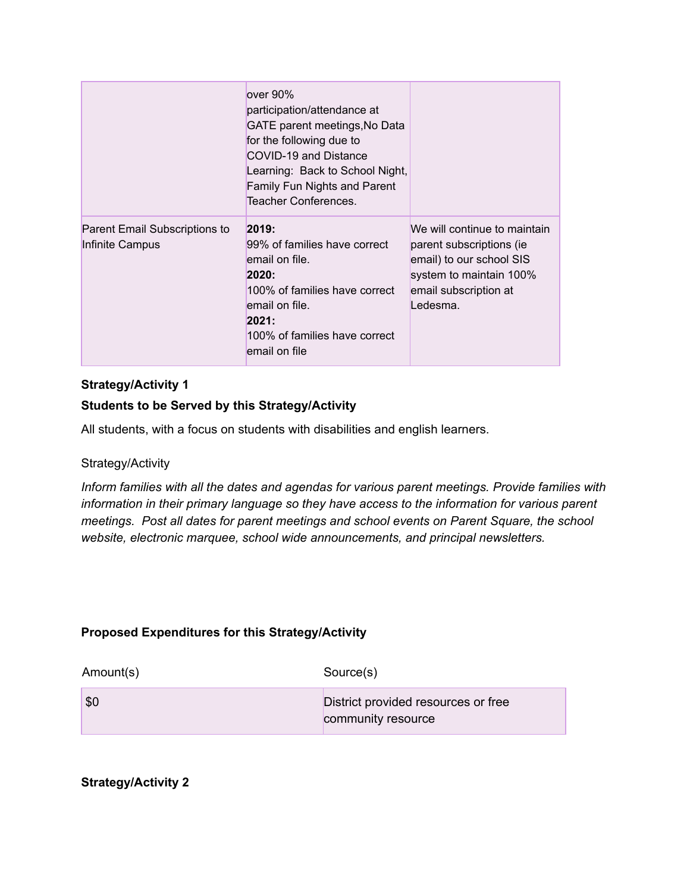| | | |
|---|---|---|
| | over 90% participation/attendance at GATE parent meetings,No Data for the following due to COVID-19 and Distance Learning: Back to School Night, Family Fun Nights and Parent Teacher Conferences. | |
| Parent Email Subscriptions to Infinite Campus | **2019:**<br>99% of families have correct email on file.<br>**2020:**<br>100% of families have correct email on file.<br>**2021:**<br>100% of families have correct email on file | We will continue to maintain parent subscriptions (ie email) to our school SIS system to maintain 100% email subscription at Ledesma. |

**Strategy/Activity 1**

**Students to be Served by this Strategy/Activity**

All students, with a focus on students with disabilities and english learners.

Strategy/Activity

*Inform families with all the dates and agendas for various parent meetings. Provide families with information in their primary language so they have access to the information for various parent meetings. Post all dates for parent meetings and school events on Parent Square, the school website, electronic marquee, school wide announcements, and principal newsletters.*

**Proposed Expenditures for this Strategy/Activity**

| Amount(s) | Source(s) |
|---|---|
| $0 | District provided resources or free community resource |

**Strategy/Activity 2**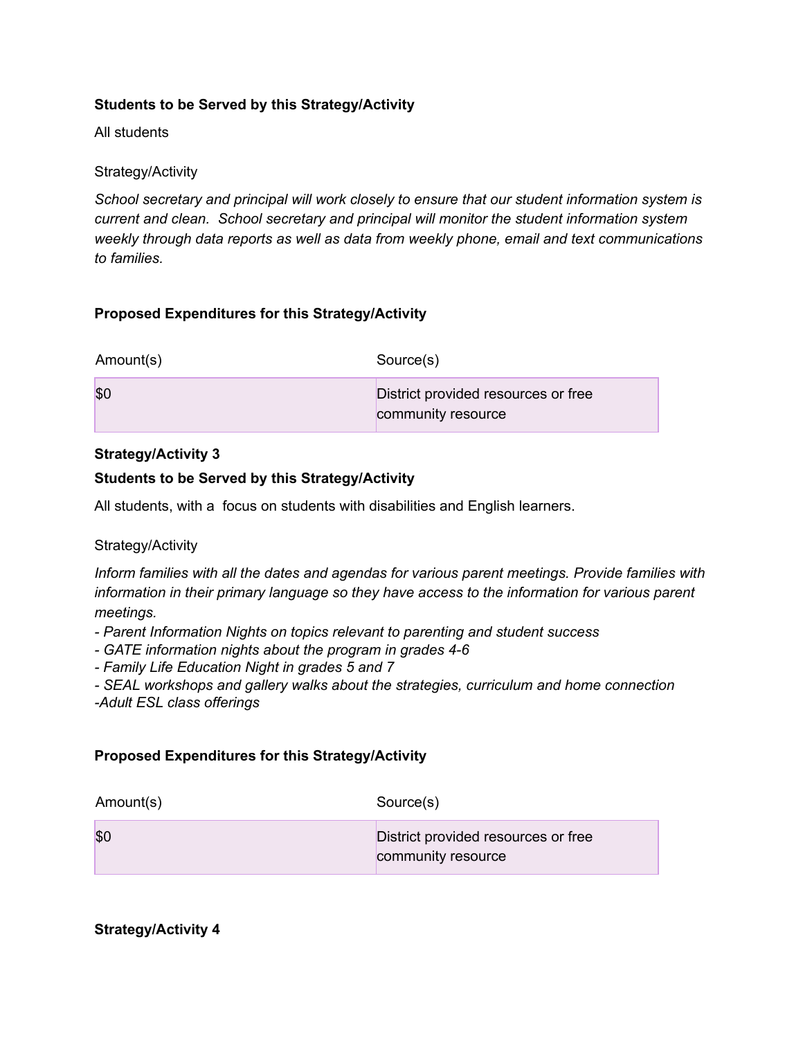**Students to be Served by this Strategy/Activity**

All students

Strategy/Activity

*School secretary and principal will work closely to ensure that our student information system is current and clean. School secretary and principal will monitor the student information system weekly through data reports as well as data from weekly phone, email and text communications to families.*

**Proposed Expenditures for this Strategy/Activity**

| Amount(s) | Source(s) |
|---|---|
| $0 | District provided resources or free community resource |

**Strategy/Activity 3**

**Students to be Served by this Strategy/Activity**

All students, with a focus on students with disabilities and English learners.

Strategy/Activity

*Inform families with all the dates and agendas for various parent meetings. Provide families with information in their primary language so they have access to the information for various parent meetings.*

*- Parent Information Nights on topics relevant to parenting and student success*
*- GATE information nights about the program in grades 4-6*
*- Family Life Education Night in grades 5 and 7*
*- SEAL workshops and gallery walks about the strategies, curriculum and home connection*
*-Adult ESL class offerings*

**Proposed Expenditures for this Strategy/Activity**

| Amount(s) | Source(s) |
|---|---|
| $0 | District provided resources or free community resource |

**Strategy/Activity 4**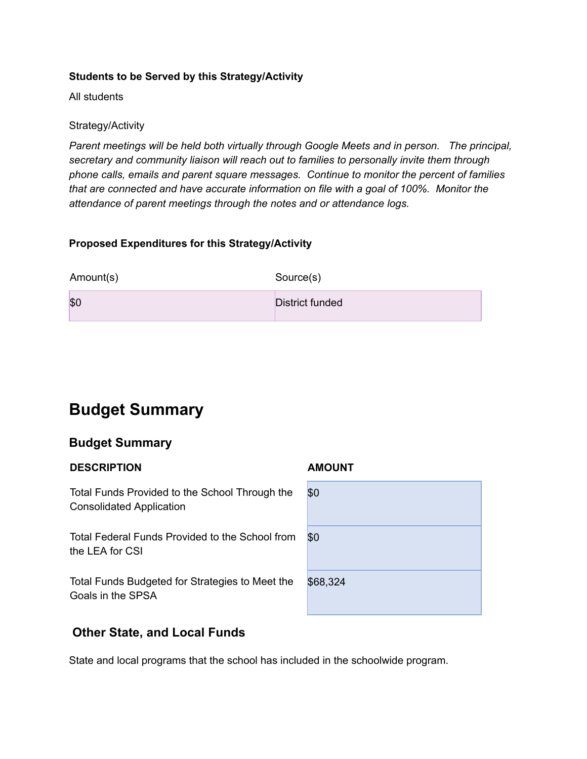**Students to be Served by this Strategy/Activity**

All students

Strategy/Activity

*Parent meetings will be held both virtually through Google Meets and in person. The principal, secretary and community liaison will reach out to families to personally invite them through phone calls, emails and parent square messages. Continue to monitor the percent of families that are connected and have accurate information on file with a goal of 100%. Monitor the attendance of parent meetings through the notes and or attendance logs.*

**Proposed Expenditures for this Strategy/Activity**

| Amount(s) | Source(s) |
| --- | --- |
| $0 | District funded |

# Budget Summary

## Budget Summary

| DESCRIPTION | AMOUNT |
| --- | --- |
| Total Funds Provided to the School Through the Consolidated Application | $0 |
| Total Federal Funds Provided to the School from the LEA for CSI | $0 |
| Total Funds Budgeted for Strategies to Meet the Goals in the SPSA | $68,324 |

## Other State, and Local Funds

State and local programs that the school has included in the schoolwide program.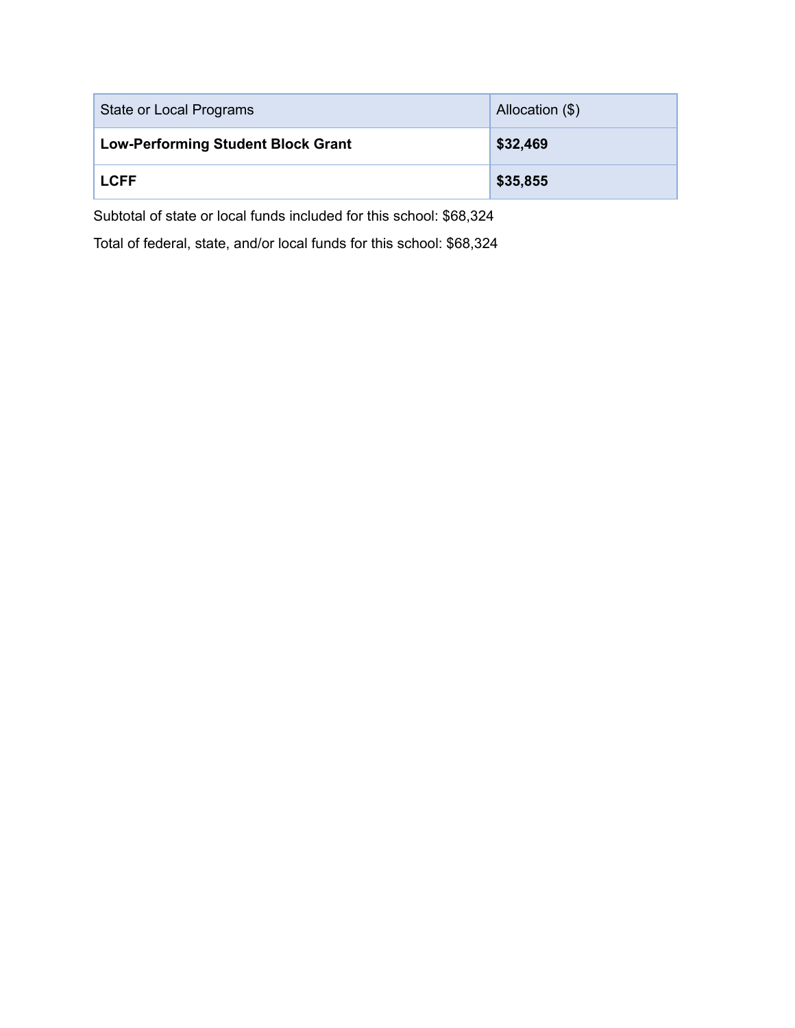| State or Local Programs | Allocation ($) |
| --- | --- |
| **Low-Performing Student Block Grant** | **$32,469** |
| **LCFF** | **$35,855** |

Subtotal of state or local funds included for this school: $68,324

Total of federal, state, and/or local funds for this school: $68,324